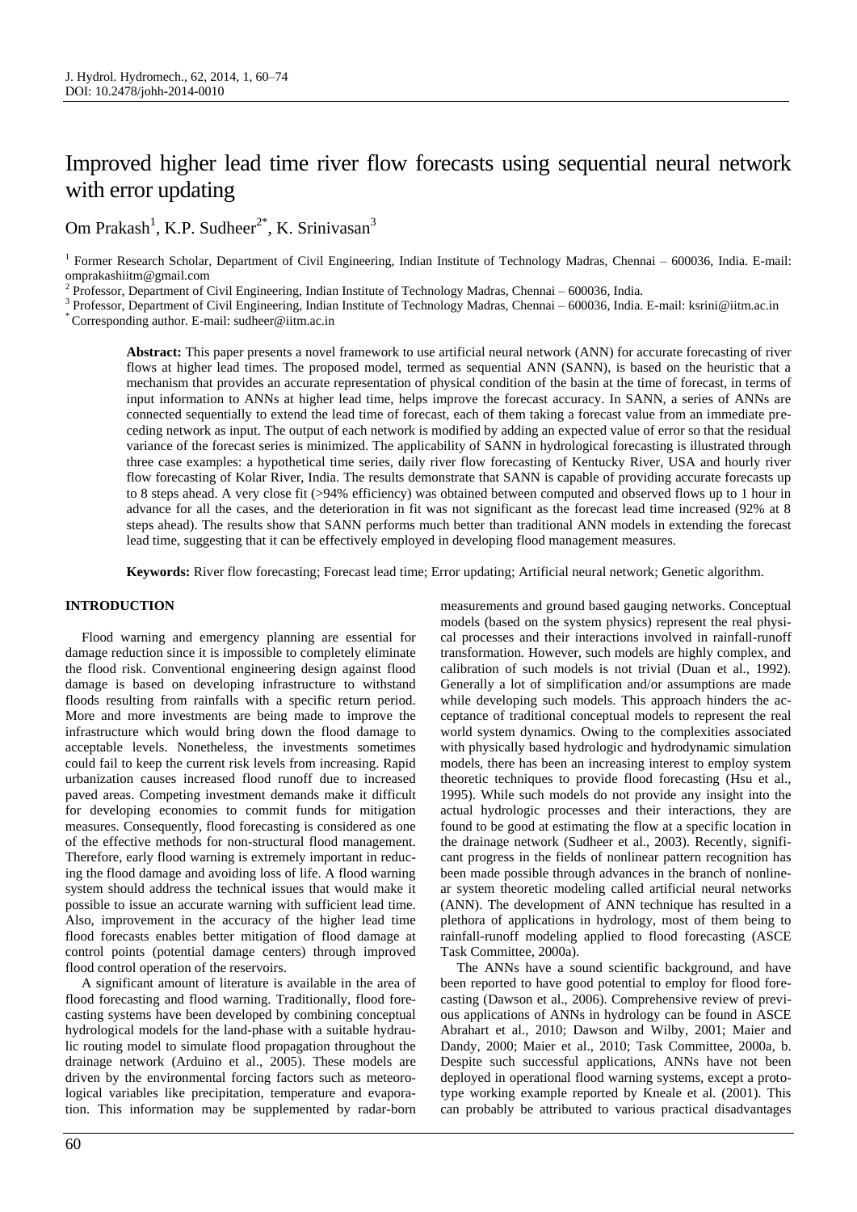# Improved higher lead time river flow forecasts using sequential neural network with error updating

Om Prakash[1], K.P. Sudheer[2*], K. Srinivasan[3]

[1] Former Research Scholar, Department of Civil Engineering, Indian Institute of Technology Madras, Chennai – 600036, India. E-mail: omprakashiitm@gmail.com

[2] Professor, Department of Civil Engineering, Indian Institute of Technology Madras, Chennai – 600036, India.

[3] Professor, Department of Civil Engineering, Indian Institute of Technology Madras, Chennai – 600036, India. E-mail: ksrini@iitm.ac.in

[*] Corresponding author. E-mail: sudheer@iitm.ac.in

**Abstract:** This paper presents a novel framework to use artificial neural network (ANN) for accurate forecasting of river flows at higher lead times. The proposed model, termed as sequential ANN (SANN), is based on the heuristic that a mechanism that provides an accurate representation of physical condition of the basin at the time of forecast, in terms of input information to ANNs at higher lead time, helps improve the forecast accuracy. In SANN, a series of ANNs are connected sequentially to extend the lead time of forecast, each of them taking a forecast value from an immediate preceding network as input. The output of each network is modified by adding an expected value of error so that the residual variance of the forecast series is minimized. The applicability of SANN in hydrological forecasting is illustrated through three case examples: a hypothetical time series, daily river flow forecasting of Kentucky River, USA and hourly river flow forecasting of Kolar River, India. The results demonstrate that SANN is capable of providing accurate forecasts up to 8 steps ahead. A very close fit (>94% efficiency) was obtained between computed and observed flows up to 1 hour in advance for all the cases, and the deterioration in fit was not significant as the forecast lead time increased (92% at 8 steps ahead). The results show that SANN performs much better than traditional ANN models in extending the forecast lead time, suggesting that it can be effectively employed in developing flood management measures.

**Keywords:** River flow forecasting; Forecast lead time; Error updating; Artificial neural network; Genetic algorithm.

## INTRODUCTION

Flood warning and emergency planning are essential for damage reduction since it is impossible to completely eliminate the flood risk. Conventional engineering design against flood damage is based on developing infrastructure to withstand floods resulting from rainfalls with a specific return period. More and more investments are being made to improve the infrastructure which would bring down the flood damage to acceptable levels. Nonetheless, the investments sometimes could fail to keep the current risk levels from increasing. Rapid urbanization causes increased flood runoff due to increased paved areas. Competing investment demands make it difficult for developing economies to commit funds for mitigation measures. Consequently, flood forecasting is considered as one of the effective methods for non-structural flood management. Therefore, early flood warning is extremely important in reducing the flood damage and avoiding loss of life. A flood warning system should address the technical issues that would make it possible to issue an accurate warning with sufficient lead time. Also, improvement in the accuracy of the higher lead time flood forecasts enables better mitigation of flood damage at control points (potential damage centers) through improved flood control operation of the reservoirs.

A significant amount of literature is available in the area of flood forecasting and flood warning. Traditionally, flood forecasting systems have been developed by combining conceptual hydrological models for the land-phase with a suitable hydraulic routing model to simulate flood propagation throughout the drainage network (Arduino et al., 2005). These models are driven by the environmental forcing factors such as meteorological variables like precipitation, temperature and evaporation. This information may be supplemented by radar-born measurements and ground based gauging networks. Conceptual models (based on the system physics) represent the real physical processes and their interactions involved in rainfall-runoff transformation. However, such models are highly complex, and calibration of such models is not trivial (Duan et al., 1992). Generally a lot of simplification and/or assumptions are made while developing such models. This approach hinders the acceptance of traditional conceptual models to represent the real world system dynamics. Owing to the complexities associated with physically based hydrologic and hydrodynamic simulation models, there has been an increasing interest to employ system theoretic techniques to provide flood forecasting (Hsu et al., 1995). While such models do not provide any insight into the actual hydrologic processes and their interactions, they are found to be good at estimating the flow at a specific location in the drainage network (Sudheer et al., 2003). Recently, significant progress in the fields of nonlinear pattern recognition has been made possible through advances in the branch of nonlinear system theoretic modeling called artificial neural networks (ANN). The development of ANN technique has resulted in a plethora of applications in hydrology, most of them being to rainfall-runoff modeling applied to flood forecasting (ASCE Task Committee, 2000a).

The ANNs have a sound scientific background, and have been reported to have good potential to employ for flood forecasting (Dawson et al., 2006). Comprehensive review of previous applications of ANNs in hydrology can be found in ASCE Abrahart et al., 2010; Dawson and Wilby, 2001; Maier and Dandy, 2000; Maier et al., 2010; Task Committee, 2000a, b. Despite such successful applications, ANNs have not been deployed in operational flood warning systems, except a prototype working example reported by Kneale et al. (2001). This can probably be attributed to various practical disadvantages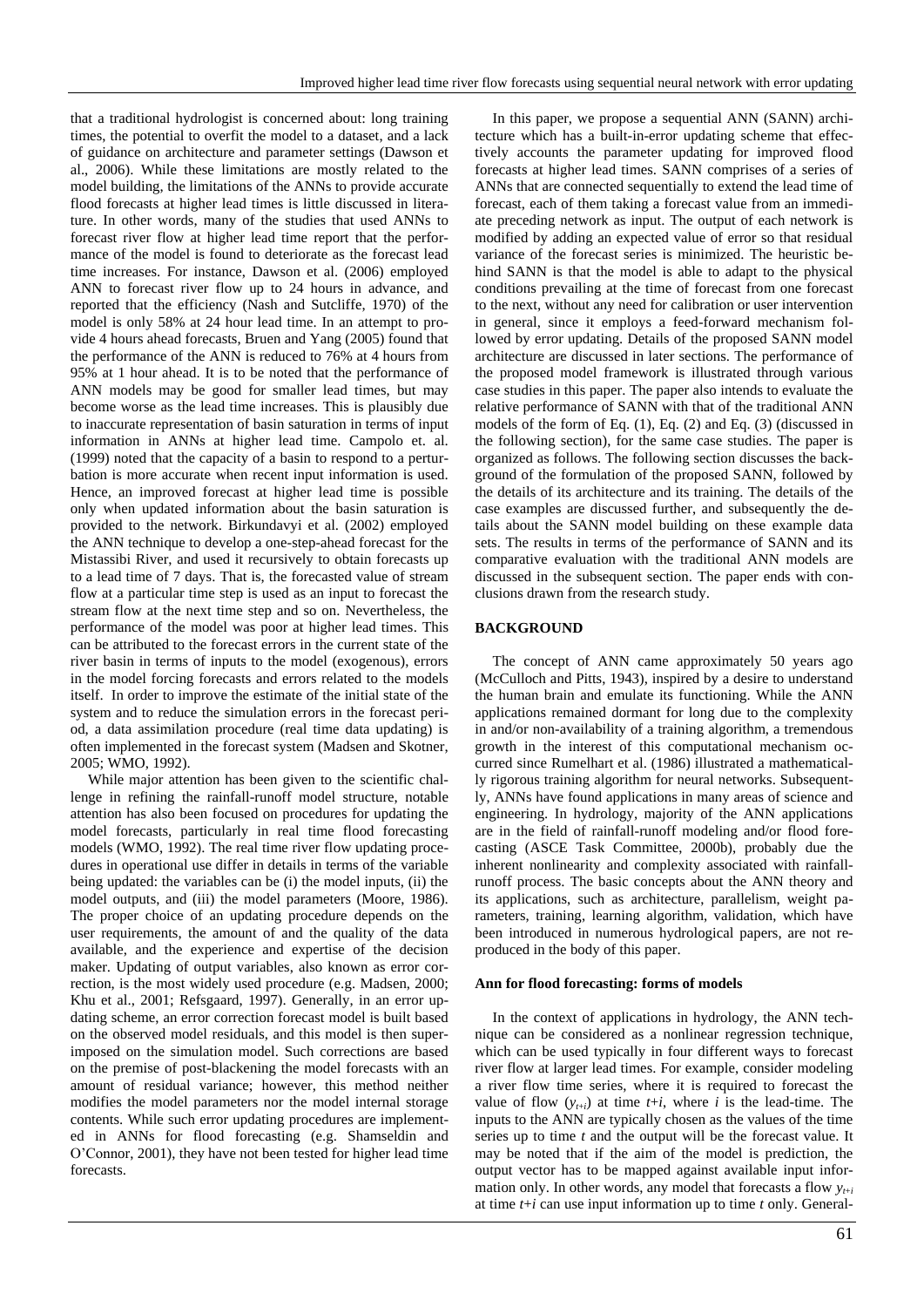that a traditional hydrologist is concerned about: long training times, the potential to overfit the model to a dataset, and a lack of guidance on architecture and parameter settings (Dawson et al., 2006). While these limitations are mostly related to the model building, the limitations of the ANNs to provide accurate flood forecasts at higher lead times is little discussed in literature. In other words, many of the studies that used ANNs to forecast river flow at higher lead time report that the performance of the model is found to deteriorate as the forecast lead time increases. For instance, Dawson et al. (2006) employed ANN to forecast river flow up to 24 hours in advance, and reported that the efficiency (Nash and Sutcliffe, 1970) of the model is only 58% at 24 hour lead time. In an attempt to provide 4 hours ahead forecasts, Bruen and Yang (2005) found that the performance of the ANN is reduced to 76% at 4 hours from 95% at 1 hour ahead. It is to be noted that the performance of ANN models may be good for smaller lead times, but may become worse as the lead time increases. This is plausibly due to inaccurate representation of basin saturation in terms of input information in ANNs at higher lead time. Campolo et. al. (1999) noted that the capacity of a basin to respond to a perturbation is more accurate when recent input information is used. Hence, an improved forecast at higher lead time is possible only when updated information about the basin saturation is provided to the network. Birkundavyi et al. (2002) employed the ANN technique to develop a one-step-ahead forecast for the Mistassibi River, and used it recursively to obtain forecasts up to a lead time of 7 days. That is, the forecasted value of stream flow at a particular time step is used as an input to forecast the stream flow at the next time step and so on. Nevertheless, the performance of the model was poor at higher lead times. This can be attributed to the forecast errors in the current state of the river basin in terms of inputs to the model (exogenous), errors in the model forcing forecasts and errors related to the models itself. In order to improve the estimate of the initial state of the system and to reduce the simulation errors in the forecast period, a data assimilation procedure (real time data updating) is often implemented in the forecast system (Madsen and Skotner, 2005; WMO, 1992).

While major attention has been given to the scientific challenge in refining the rainfall-runoff model structure, notable attention has also been focused on procedures for updating the model forecasts, particularly in real time flood forecasting models (WMO, 1992). The real time river flow updating procedures in operational use differ in details in terms of the variable being updated: the variables can be (i) the model inputs, (ii) the model outputs, and (iii) the model parameters (Moore, 1986). The proper choice of an updating procedure depends on the user requirements, the amount of and the quality of the data available, and the experience and expertise of the decision maker. Updating of output variables, also known as error correction, is the most widely used procedure (e.g. Madsen, 2000; Khu et al., 2001; Refsgaard, 1997). Generally, in an error updating scheme, an error correction forecast model is built based on the observed model residuals, and this model is then superimposed on the simulation model. Such corrections are based on the premise of post-blackening the model forecasts with an amount of residual variance; however, this method neither modifies the model parameters nor the model internal storage contents. While such error updating procedures are implemented in ANNs for flood forecasting (e.g. Shamseldin and O'Connor, 2001), they have not been tested for higher lead time forecasts.

In this paper, we propose a sequential ANN (SANN) architecture which has a built-in-error updating scheme that effectively accounts the parameter updating for improved flood forecasts at higher lead times. SANN comprises of a series of ANNs that are connected sequentially to extend the lead time of forecast, each of them taking a forecast value from an immediate preceding network as input. The output of each network is modified by adding an expected value of error so that residual variance of the forecast series is minimized. The heuristic behind SANN is that the model is able to adapt to the physical conditions prevailing at the time of forecast from one forecast to the next, without any need for calibration or user intervention in general, since it employs a feed-forward mechanism followed by error updating. Details of the proposed SANN model architecture are discussed in later sections. The performance of the proposed model framework is illustrated through various case studies in this paper. The paper also intends to evaluate the relative performance of SANN with that of the traditional ANN models of the form of Eq. (1), Eq. (2) and Eq. (3) (discussed in the following section), for the same case studies. The paper is organized as follows. The following section discusses the background of the formulation of the proposed SANN, followed by the details of its architecture and its training. The details of the case examples are discussed further, and subsequently the details about the SANN model building on these example data sets. The results in terms of the performance of SANN and its comparative evaluation with the traditional ANN models are discussed in the subsequent section. The paper ends with conclusions drawn from the research study.

## BACKGROUND

The concept of ANN came approximately 50 years ago (McCulloch and Pitts, 1943), inspired by a desire to understand the human brain and emulate its functioning. While the ANN applications remained dormant for long due to the complexity in and/or non-availability of a training algorithm, a tremendous growth in the interest of this computational mechanism occurred since Rumelhart et al. (1986) illustrated a mathematically rigorous training algorithm for neural networks. Subsequently, ANNs have found applications in many areas of science and engineering. In hydrology, majority of the ANN applications are in the field of rainfall-runoff modeling and/or flood forecasting (ASCE Task Committee, 2000b), probably due the inherent nonlinearity and complexity associated with rainfall-runoff process. The basic concepts about the ANN theory and its applications, such as architecture, parallelism, weight parameters, training, learning algorithm, validation, which have been introduced in numerous hydrological papers, are not reproduced in the body of this paper.

### Ann for flood forecasting: forms of models

In the context of applications in hydrology, the ANN technique can be considered as a nonlinear regression technique, which can be used typically in four different ways to forecast river flow at larger lead times. For example, consider modeling a river flow time series, where it is required to forecast the value of flow ($y_{t+i}$) at time $t+i$, where $i$ is the lead-time. The inputs to the ANN are typically chosen as the values of the time series up to time $t$ and the output will be the forecast value. It may be noted that if the aim of the model is prediction, the output vector has to be mapped against available input information only. In other words, any model that forecasts a flow $y_{t+i}$ at time $t+i$ can use input information up to time $t$ only. General-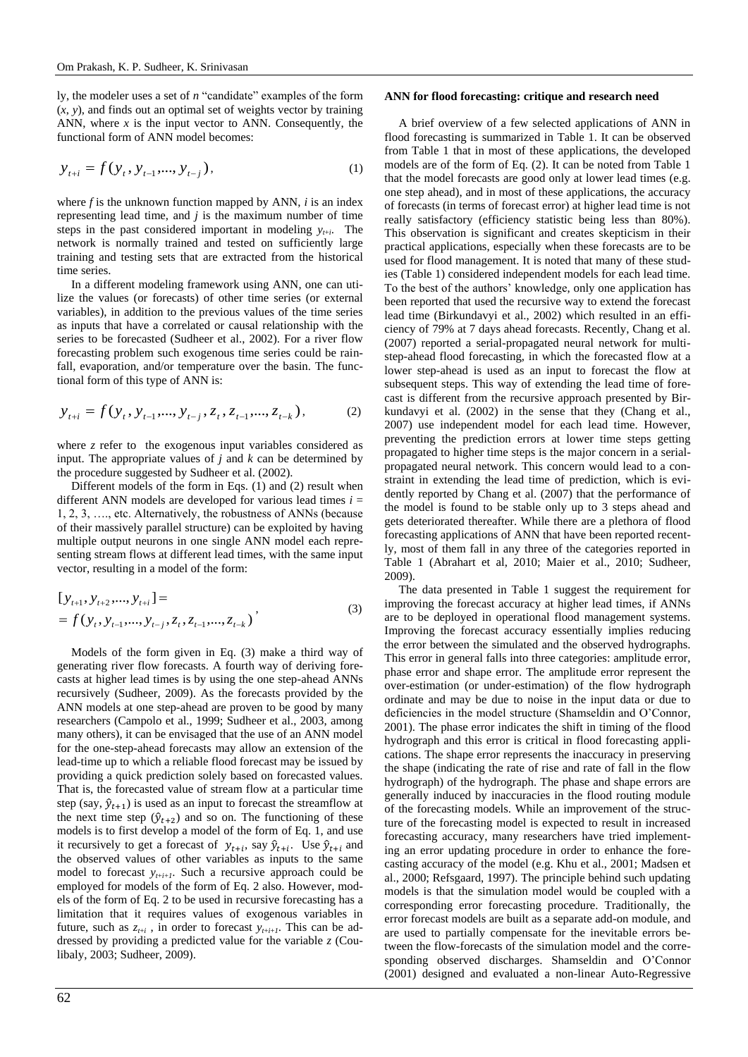ly, the modeler uses a set of $n$ "candidate" examples of the form $(x, y)$, and finds out an optimal set of weights vector by training ANN, where $x$ is the input vector to ANN. Consequently, the functional form of ANN model becomes:

$$y_{t+i} = f(y_t, y_{t-1}, ..., y_{t-j}), \tag{1}$$

where $f$ is the unknown function mapped by ANN, $i$ is an index representing lead time, and $j$ is the maximum number of time steps in the past considered important in modeling $y_{t+i}$. The network is normally trained and tested on sufficiently large training and testing sets that are extracted from the historical time series.

In a different modeling framework using ANN, one can utilize the values (or forecasts) of other time series (or external variables), in addition to the previous values of the time series as inputs that have a correlated or causal relationship with the series to be forecasted (Sudheer et al., 2002). For a river flow forecasting problem such exogenous time series could be rainfall, evaporation, and/or temperature over the basin. The functional form of this type of ANN is:

$$y_{t+i} = f(y_t, y_{t-1}, ..., y_{t-j}, z_t, z_{t-1}, ..., z_{t-k}), \tag{2}$$

where $z$ refer to the exogenous input variables considered as input. The appropriate values of $j$ and $k$ can be determined by the procedure suggested by Sudheer et al. (2002).

Different models of the form in Eqs. (1) and (2) result when different ANN models are developed for various lead times $i$ = 1, 2, 3, …., etc. Alternatively, the robustness of ANNs (because of their massively parallel structure) can be exploited by having multiple output neurons in one single ANN model each representing stream flows at different lead times, with the same input vector, resulting in a model of the form:

$$\begin{aligned}&[y_{t+1}, y_{t+2}, ..., y_{t+i}] = \\ &= f(y_t, y_{t-1}, ..., y_{t-j}, z_t, z_{t-1}, ..., z_{t-k})\end{aligned}, \tag{3}$$

Models of the form given in Eq. (3) make a third way of generating river flow forecasts. A fourth way of deriving forecasts at higher lead times is by using the one step-ahead ANNs recursively (Sudheer, 2009). As the forecasts provided by the ANN models at one step-ahead are proven to be good by many researchers (Campolo et al., 1999; Sudheer et al., 2003, among many others), it can be envisaged that the use of an ANN model for the one-step-ahead forecasts may allow an extension of the lead-time up to which a reliable flood forecast may be issued by providing a quick prediction solely based on forecasted values. That is, the forecasted value of stream flow at a particular time step (say, $\hat{y}_{t+1}$) is used as an input to forecast the streamflow at the next time step ($\hat{y}_{t+2}$) and so on. The functioning of these models is to first develop a model of the form of Eq. 1, and use it recursively to get a forecast of $y_{t+i}$, say $\hat{y}_{t+i}$. Use $\hat{y}_{t+i}$ and the observed values of other variables as inputs to the same model to forecast $y_{t+i+1}$. Such a recursive approach could be employed for models of the form of Eq. 2 also. However, models of the form of Eq. 2 to be used in recursive forecasting has a limitation that it requires values of exogenous variables in future, such as $z_{t+i}$, in order to forecast $y_{t+i+1}$. This can be addressed by providing a predicted value for the variable $z$ (Coulibaly, 2003; Sudheer, 2009).

**ANN for flood forecasting: critique and research need**

A brief overview of a few selected applications of ANN in flood forecasting is summarized in Table 1. It can be observed from Table 1 that in most of these applications, the developed models are of the form of Eq. (2). It can be noted from Table 1 that the model forecasts are good only at lower lead times (e.g. one step ahead), and in most of these applications, the accuracy of forecasts (in terms of forecast error) at higher lead time is not really satisfactory (efficiency statistic being less than 80%). This observation is significant and creates skepticism in their practical applications, especially when these forecasts are to be used for flood management. It is noted that many of these studies (Table 1) considered independent models for each lead time. To the best of the authors' knowledge, only one application has been reported that used the recursive way to extend the forecast lead time (Birkundavyi et al., 2002) which resulted in an efficiency of 79% at 7 days ahead forecasts. Recently, Chang et al. (2007) reported a serial-propagated neural network for multi-step-ahead flood forecasting, in which the forecasted flow at a lower step-ahead is used as an input to forecast the flow at subsequent steps. This way of extending the lead time of forecast is different from the recursive approach presented by Birkundavyi et al. (2002) in the sense that they (Chang et al., 2007) use independent model for each lead time. However, preventing the prediction errors at lower time steps getting propagated to higher time steps is the major concern in a serial-propagated neural network. This concern would lead to a constraint in extending the lead time of prediction, which is evidently reported by Chang et al. (2007) that the performance of the model is found to be stable only up to 3 steps ahead and gets deteriorated thereafter. While there are a plethora of flood forecasting applications of ANN that have been reported recently, most of them fall in any three of the categories reported in Table 1 (Abrahart et al, 2010; Maier et al., 2010; Sudheer, 2009).

The data presented in Table 1 suggest the requirement for improving the forecast accuracy at higher lead times, if ANNs are to be deployed in operational flood management systems. Improving the forecast accuracy essentially implies reducing the error between the simulated and the observed hydrographs. This error in general falls into three categories: amplitude error, phase error and shape error. The amplitude error represent the over-estimation (or under-estimation) of the flow hydrograph ordinate and may be due to noise in the input data or due to deficiencies in the model structure (Shamseldin and O'Connor, 2001). The phase error indicates the shift in timing of the flood hydrograph and this error is critical in flood forecasting applications. The shape error represents the inaccuracy in preserving the shape (indicating the rate of rise and rate of fall in the flow hydrograph) of the hydrograph. The phase and shape errors are generally induced by inaccuracies in the flood routing module of the forecasting models. While an improvement of the structure of the forecasting model is expected to result in increased forecasting accuracy, many researchers have tried implementing an error updating procedure in order to enhance the forecasting accuracy of the model (e.g. Khu et al., 2001; Madsen et al., 2000; Refsgaard, 1997). The principle behind such updating models is that the simulation model would be coupled with a corresponding error forecasting procedure. Traditionally, the error forecast models are built as a separate add-on module, and are used to partially compensate for the inevitable errors between the flow-forecasts of the simulation model and the corresponding observed discharges. Shamseldin and O'Connor (2001) designed and evaluated a non-linear Auto-Regressive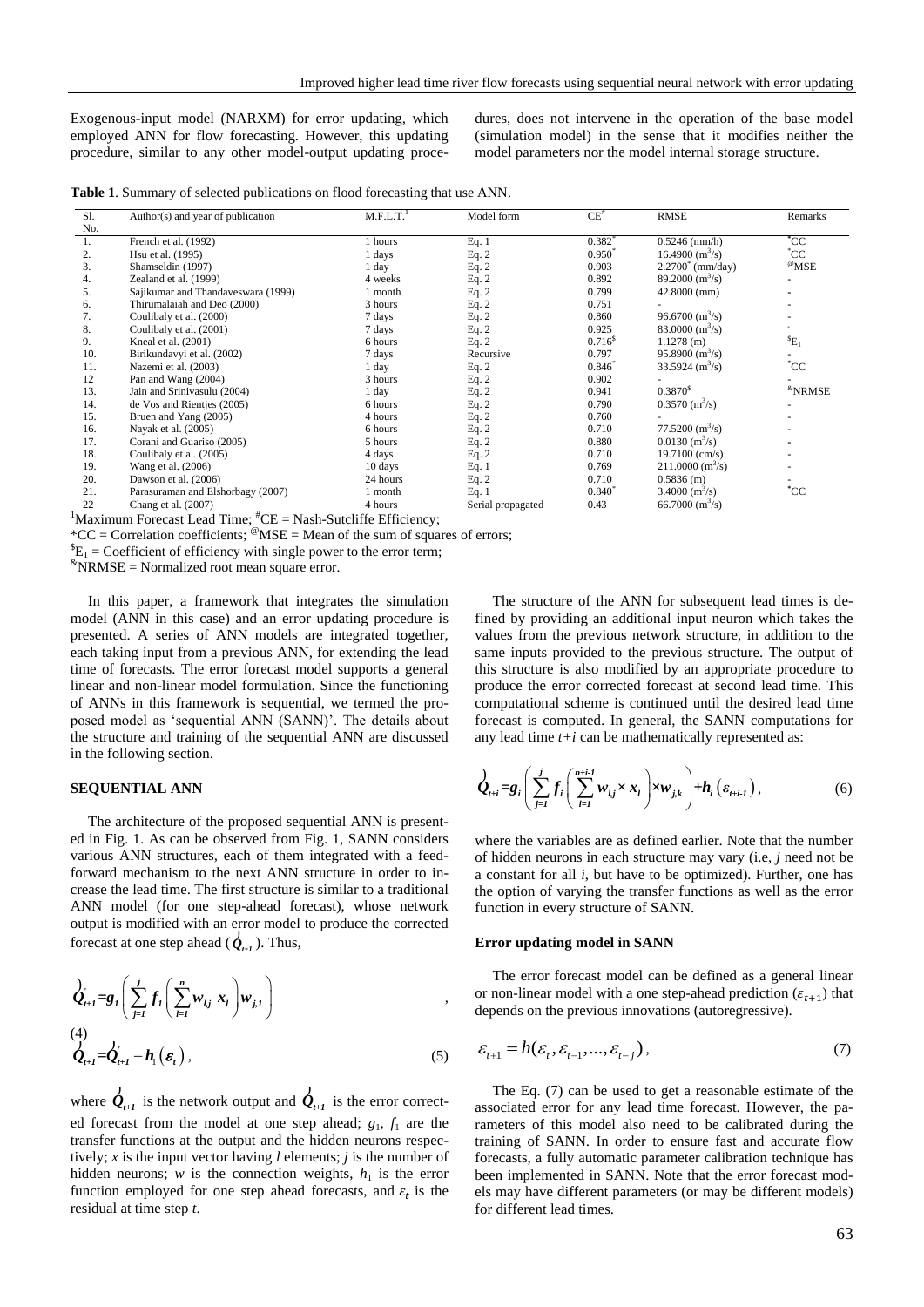Exogenous-input model (NARXM) for error updating, which employed ANN for flow forecasting. However, this updating procedure, similar to any other model-output updating procedures, does not intervene in the operation of the base model (simulation model) in the sense that it modifies neither the model parameters nor the model internal storage structure.

**Table 1**. Summary of selected publications on flood forecasting that use ANN.

| Sl. No. | Author(s) and year of publication | M.F.L.T.[1] | Model form | CE[#] | RMSE | Remarks |
|---|---|---|---|---|---|---|
| 1. | French et al. (1992) | 1 hours | Eq. 1 | 0.382* | 0.5246 (mm/h) | *CC |
| 2. | Hsu et al. (1995) | 1 days | Eq. 2 | 0.950* | 16.4900 ($m^3$/s) | *CC |
| 3. | Shamseldin (1997) | 1 day | Eq. 2 | 0.903 | 2.2700* (mm/day) | @MSE |
| 4. | Zealand et al. (1999) | 4 weeks | Eq. 2 | 0.892 | 89.2000 ($m^3$/s) | - |
| 5. | Sajikumar and Thandaveswara (1999) | 1 month | Eq. 2 | 0.799 | 42.8000 (mm) | - |
| 6. | Thirumalaiah and Deo (2000) | 3 hours | Eq. 2 | 0.751 | - | - |
| 7. | Coulibaly et al. (2000) | 7 days | Eq. 2 | 0.860 | 96.6700 ($m^3$/s) | - |
| 8. | Coulibaly et al. (2001) | 7 days | Eq. 2 | 0.925 | 83.0000 ($m^3$/s) | - |
| 9. | Kneal et al. (2001) | 6 hours | Eq. 2 | 0.716$ | 1.1278 (m) | $$E_1$ |
| 10. | Birikundavyi et al. (2002) | 7 days | Recursive | 0.797 | 95.8900 ($m^3$/s) | - |
| 11. | Nazemi et al. (2003) | 1 day | Eq. 2 | 0.846* | 33.5924 ($m^3$/s) | *CC |
| 12 | Pan and Wang (2004) | 3 hours | Eq. 2 | 0.902 | - | - |
| 13. | Jain and Srinivasulu (2004) | 1 day | Eq. 2 | 0.941 | 0.3870$ | &NRMSE |
| 14. | de Vos and Rientjes (2005) | 6 hours | Eq. 2 | 0.790 | 0.3570 ($m^3$/s) | - |
| 15. | Bruen and Yang (2005) | 4 hours | Eq. 2 | 0.760 | - | - |
| 16. | Nayak et al. (2005) | 6 hours | Eq. 2 | 0.710 | 77.5200 ($m^3$/s) | - |
| 17. | Corani and Guariso (2005) | 5 hours | Eq. 2 | 0.880 | 0.0130 ($m^3$/s) | - |
| 18. | Coulibaly et al. (2005) | 4 days | Eq. 2 | 0.710 | 19.7100 (cm/s) | - |
| 19. | Wang et al. (2006) | 10 days | Eq. 1 | 0.769 | 211.0000 ($m^3$/s) | - |
| 20. | Dawson et al. (2006) | 24 hours | Eq. 2 | 0.710 | 0.5836 (m) | - |
| 21. | Parasuraman and Elshorbagy (2007) | 1 month | Eq. 1 | 0.840* | 3.4000 ($m^3$/s) | *CC |
| 22 | Chang et al. (2007) | 4 hours | Serial propagated | 0.43 | 66.7000 ($m^3$/s) | |

[1]Maximum Forecast Lead Time; #CE = Nash-Sutcliffe Efficiency;
*CC = Correlation coefficients; @MSE = Mean of the sum of squares of errors;
$$E_1$ = Coefficient of efficiency with single power to the error term;
&NRMSE = Normalized root mean square error.

In this paper, a framework that integrates the simulation model (ANN in this case) and an error updating procedure is presented. A series of ANN models are integrated together, each taking input from a previous ANN, for extending the lead time of forecasts. The error forecast model supports a general linear and non-linear model formulation. Since the functioning of ANNs in this framework is sequential, we termed the proposed model as 'sequential ANN (SANN)'. The details about the structure and training of the sequential ANN are discussed in the following section.

## SEQUENTIAL ANN

The architecture of the proposed sequential ANN is presented in Fig. 1. As can be observed from Fig. 1, SANN considers various ANN structures, each of them integrated with a feed-forward mechanism to the next ANN structure in order to increase the lead time. The first structure is similar to a traditional ANN model (for one step-ahead forecast), whose network output is modified with an error model to produce the corrected forecast at one step ahead ($\hat{Q}_{t+1}$). Thus,

$$\hat{Q}'_{t+1} = g_1\left(\sum_{j=1}^{j} f_1\left(\sum_{l=1}^{n} w_{l,j}\, x_l\right) w_{j,1}\right) \tag{4}$$

$$\hat{Q}_{t+1} = \hat{Q}'_{t+1} + h_1(\varepsilon_t), \tag{5}$$

where $\hat{Q}'_{t+1}$ is the network output and $\hat{Q}_{t+1}$ is the error corrected forecast from the model at one step ahead; $g_1$, $f_1$ are the transfer functions at the output and the hidden neurons respectively; $x$ is the input vector having $l$ elements; $j$ is the number of hidden neurons; $w$ is the connection weights, $h_1$ is the error function employed for one step ahead forecasts, and $\varepsilon_t$ is the residual at time step $t$.

The structure of the ANN for subsequent lead times is defined by providing an additional input neuron which takes the values from the previous network structure, in addition to the same inputs provided to the previous structure. The output of this structure is also modified by an appropriate procedure to produce the error corrected forecast at second lead time. This computational scheme is continued until the desired lead time forecast is computed. In general, the SANN computations for any lead time $t+i$ can be mathematically represented as:

$$\hat{Q}_{t+i} = g_i\left(\sum_{j=1}^{j} f_i\left(\sum_{l=1}^{n+i-1} w_{l,j} \times x_l\right) \times w_{j,k}\right) + h_i\left(\varepsilon_{t+i-1}\right), \tag{6}$$

where the variables are as defined earlier. Note that the number of hidden neurons in each structure may vary (i.e, $j$ need not be a constant for all $i$, but have to be optimized). Further, one has the option of varying the transfer functions as well as the error function in every structure of SANN.

### Error updating model in SANN

The error forecast model can be defined as a general linear or non-linear model with a one step-ahead prediction ($\varepsilon_{t+1}$) that depends on the previous innovations (autoregressive).

$$\varepsilon_{t+1} = h(\varepsilon_t, \varepsilon_{t-1}, ..., \varepsilon_{t-j}), \tag{7}$$

The Eq. (7) can be used to get a reasonable estimate of the associated error for any lead time forecast. However, the parameters of this model also need to be calibrated during the training of SANN. In order to ensure fast and accurate flow forecasts, a fully automatic parameter calibration technique has been implemented in SANN. Note that the error forecast models may have different parameters (or may be different models) for different lead times.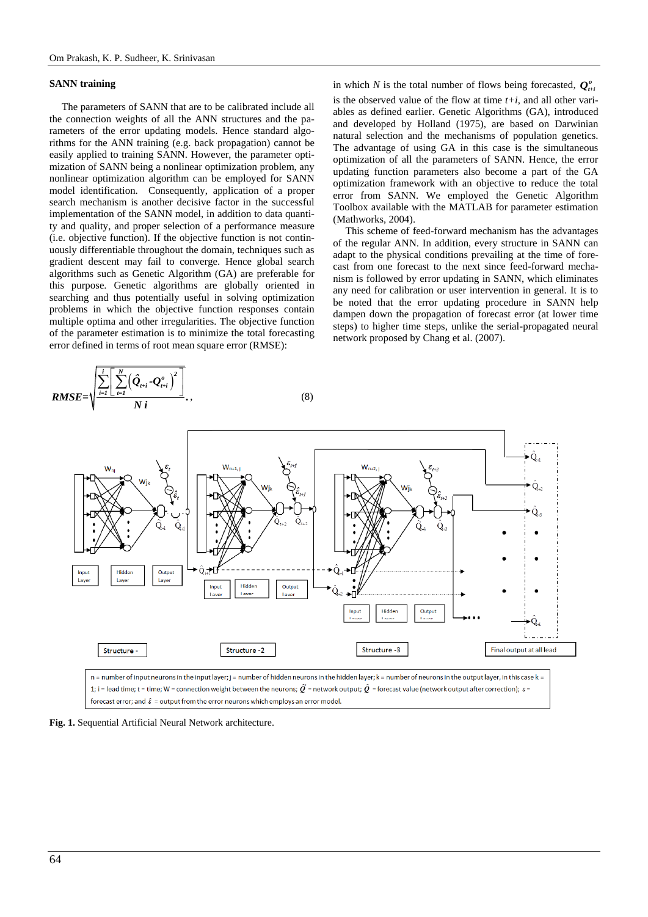### SANN training

The parameters of SANN that are to be calibrated include all the connection weights of all the ANN structures and the parameters of the error updating models. Hence standard algorithms for the ANN training (e.g. back propagation) cannot be easily applied to training SANN. However, the parameter optimization of SANN being a nonlinear optimization problem, any nonlinear optimization algorithm can be employed for SANN model identification. Consequently, application of a proper search mechanism is another decisive factor in the successful implementation of the SANN model, in addition to data quantity and quality, and proper selection of a performance measure (i.e. objective function). If the objective function is not continuously differentiable throughout the domain, techniques such as gradient descent may fail to converge. Hence global search algorithms such as Genetic Algorithm (GA) are preferable for this purpose. Genetic algorithms are globally oriented in searching and thus potentially useful in solving optimization problems in which the objective function responses contain multiple optima and other irregularities. The objective function of the parameter estimation is to minimize the total forecasting error defined in terms of root mean square error (RMSE):

$$RMSE=\sqrt{\frac{\sum_{i=1}^{i}\left[\sum_{t=1}^{N}\left(\hat{Q}_{t+i}-Q_{t+i}^{o}\right)^{2}\right]}{N\,i}},\tag{8}$$

in which $N$ is the total number of flows being forecasted, $Q_{t+i}^{o}$ is the observed value of the flow at time $t+i$, and all other variables as defined earlier. Genetic Algorithms (GA), introduced and developed by Holland (1975), are based on Darwinian natural selection and the mechanisms of population genetics. The advantage of using GA in this case is the simultaneous optimization of all the parameters of SANN. Hence, the error updating function parameters also become a part of the GA optimization framework with an objective to reduce the total error from SANN. We employed the Genetic Algorithm Toolbox available with the MATLAB for parameter estimation (Mathworks, 2004).

This scheme of feed-forward mechanism has the advantages of the regular ANN. In addition, every structure in SANN can adapt to the physical conditions prevailing at the time of forecast from one forecast to the next since feed-forward mechanism is followed by error updating in SANN, which eliminates any need for calibration or user intervention in general. It is to be noted that the error updating procedure in SANN help dampen down the propagation of forecast error (at lower time steps) to higher time steps, unlike the serial-propagated neural network proposed by Chang et al. (2007).

n = number of input neurons in the input layer; j = number of hidden neurons in the hidden layer; k = number of neurons in the output layer, in this case k = 1; i = lead time; t = time; W = connection weight between the neurons; $\hat{Q}'$ = network output; $\hat{Q}$ = forecast value (network output after correction); $\varepsilon$ = forecast error; and $\hat{\varepsilon}$ = output from the error neurons which employs an error model.

**Fig. 1.** Sequential Artificial Neural Network architecture.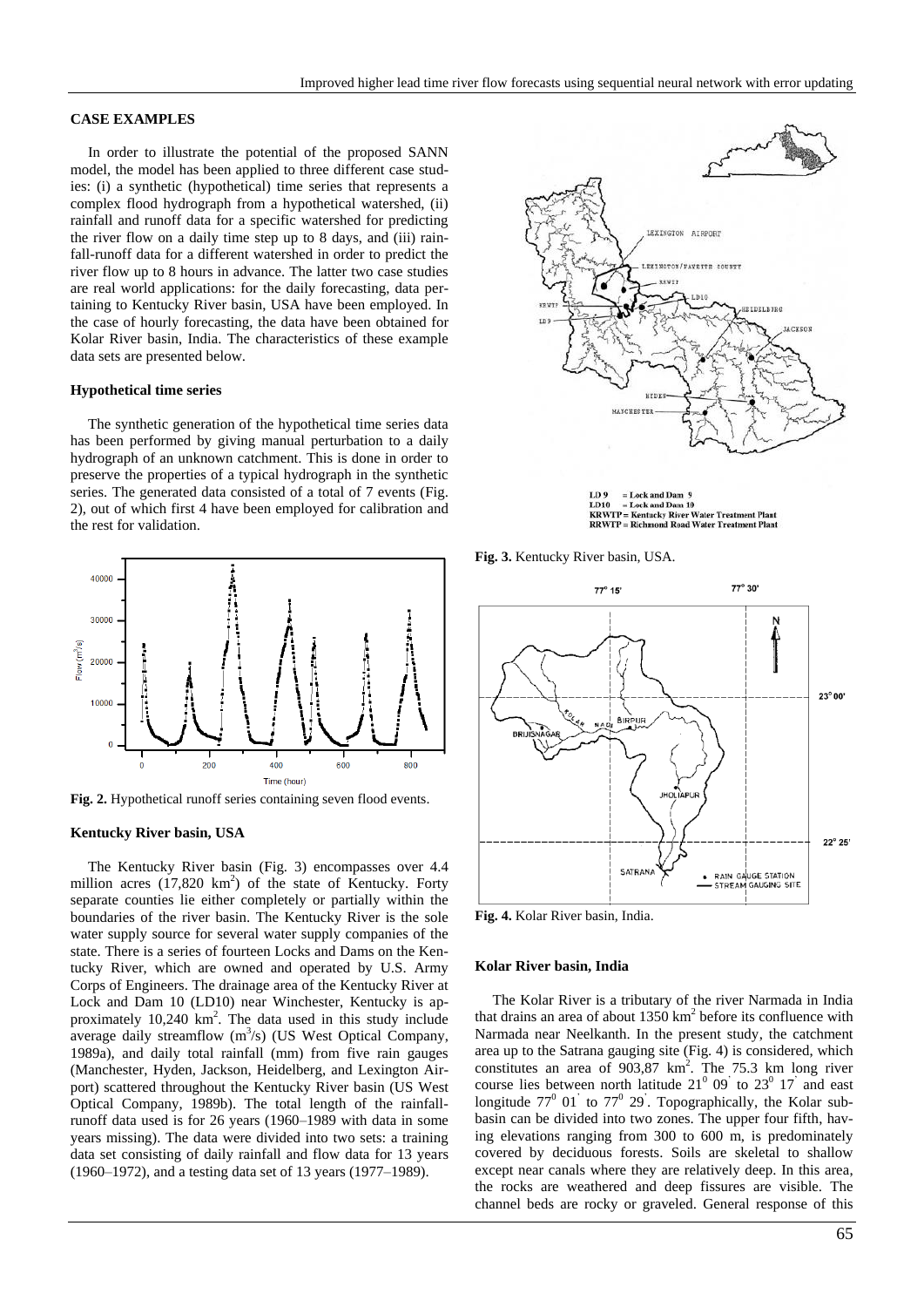## CASE EXAMPLES

In order to illustrate the potential of the proposed SANN model, the model has been applied to three different case studies: (i) a synthetic (hypothetical) time series that represents a complex flood hydrograph from a hypothetical watershed, (ii) rainfall and runoff data for a specific watershed for predicting the river flow on a daily time step up to 8 days, and (iii) rainfall-runoff data for a different watershed in order to predict the river flow up to 8 hours in advance. The latter two case studies are real world applications: for the daily forecasting, data pertaining to Kentucky River basin, USA have been employed. In the case of hourly forecasting, the data have been obtained for Kolar River basin, India. The characteristics of these example data sets are presented below.

### Hypothetical time series

The synthetic generation of the hypothetical time series data has been performed by giving manual perturbation to a daily hydrograph of an unknown catchment. This is done in order to preserve the properties of a typical hydrograph in the synthetic series. The generated data consisted of a total of 7 events (Fig. 2), out of which first 4 have been employed for calibration and the rest for validation.

**Fig. 2.** Hypothetical runoff series containing seven flood events.

### Kentucky River basin, USA

The Kentucky River basin (Fig. 3) encompasses over 4.4 million acres (17,820 km$^2$) of the state of Kentucky. Forty separate counties lie either completely or partially within the boundaries of the river basin. The Kentucky River is the sole water supply source for several water supply companies of the state. There is a series of fourteen Locks and Dams on the Kentucky River, which are owned and operated by U.S. Army Corps of Engineers. The drainage area of the Kentucky River at Lock and Dam 10 (LD10) near Winchester, Kentucky is approximately 10,240 km$^2$. The data used in this study include average daily streamflow (m$^3$/s) (US West Optical Company, 1989a), and daily total rainfall (mm) from five rain gauges (Manchester, Hyden, Jackson, Heidelberg, and Lexington Airport) scattered throughout the Kentucky River basin (US West Optical Company, 1989b). The total length of the rainfall-runoff data used is for 26 years (1960–1989 with data in some years missing). The data were divided into two sets: a training data set consisting of daily rainfall and flow data for 13 years (1960–1972), and a testing data set of 13 years (1977–1989).

**Fig. 3.** Kentucky River basin, USA.

**Fig. 4.** Kolar River basin, India.

### Kolar River basin, India

The Kolar River is a tributary of the river Narmada in India that drains an area of about 1350 km$^2$ before its confluence with Narmada near Neelkanth. In the present study, the catchment area up to the Satrana gauging site (Fig. 4) is considered, which constitutes an area of 903,87 km$^2$. The 75.3 km long river course lies between north latitude $21^0\ 09'$ to $23^0\ 17'$ and east longitude $77^0\ 01'$ to $77^0\ 29'$. Topographically, the Kolar sub-basin can be divided into two zones. The upper four fifth, having elevations ranging from 300 to 600 m, is predominately covered by deciduous forests. Soils are skeletal to shallow except near canals where they are relatively deep. In this area, the rocks are weathered and deep fissures are visible. The channel beds are rocky or graveled. General response of this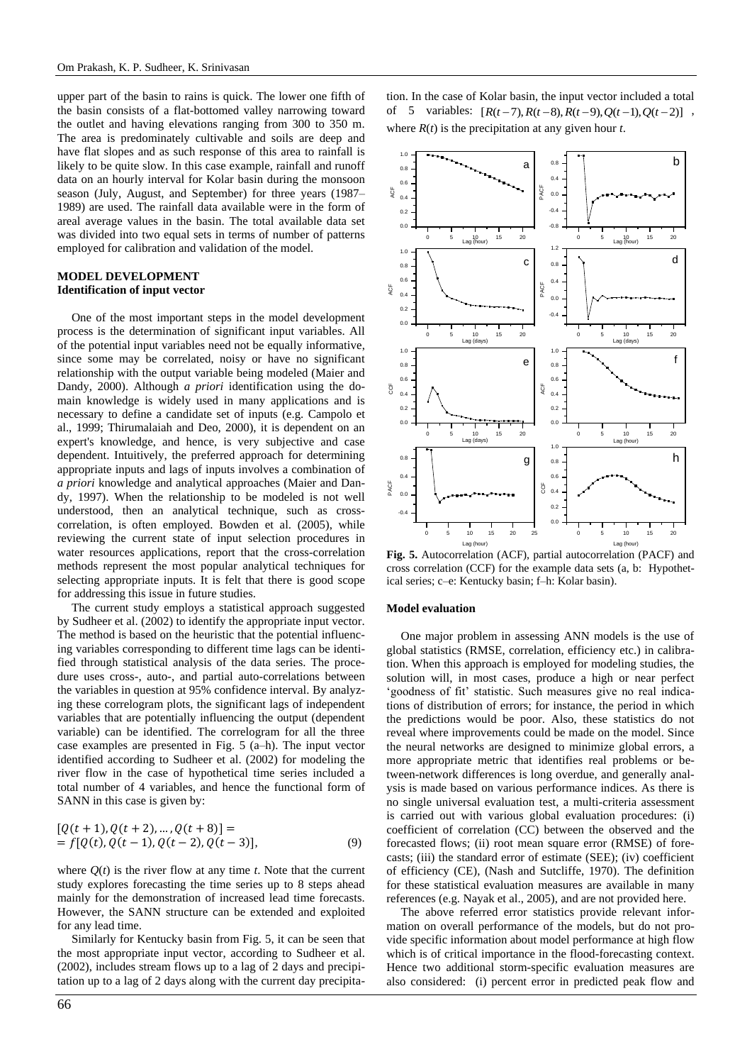upper part of the basin to rains is quick. The lower one fifth of the basin consists of a flat-bottomed valley narrowing toward the outlet and having elevations ranging from 300 to 350 m. The area is predominately cultivable and soils are deep and have flat slopes and as such response of this area to rainfall is likely to be quite slow. In this case example, rainfall and runoff data on an hourly interval for Kolar basin during the monsoon season (July, August, and September) for three years (1987–1989) are used. The rainfall data available were in the form of areal average values in the basin. The total available data set was divided into two equal sets in terms of number of patterns employed for calibration and validation of the model.

## MODEL DEVELOPMENT

### Identification of input vector

One of the most important steps in the model development process is the determination of significant input variables. All of the potential input variables need not be equally informative, since some may be correlated, noisy or have no significant relationship with the output variable being modeled (Maier and Dandy, 2000). Although *a priori* identification using the domain knowledge is widely used in many applications and is necessary to define a candidate set of inputs (e.g. Campolo et al., 1999; Thirumalaiah and Deo, 2000), it is dependent on an expert's knowledge, and hence, is very subjective and case dependent. Intuitively, the preferred approach for determining appropriate inputs and lags of inputs involves a combination of *a priori* knowledge and analytical approaches (Maier and Dandy, 1997). When the relationship to be modeled is not well understood, then an analytical technique, such as cross-correlation, is often employed. Bowden et al. (2005), while reviewing the current state of input selection procedures in water resources applications, report that the cross-correlation methods represent the most popular analytical techniques for selecting appropriate inputs. It is felt that there is good scope for addressing this issue in future studies.

The current study employs a statistical approach suggested by Sudheer et al. (2002) to identify the appropriate input vector. The method is based on the heuristic that the potential influencing variables corresponding to different time lags can be identified through statistical analysis of the data series. The procedure uses cross-, auto-, and partial auto-correlations between the variables in question at 95% confidence interval. By analyzing these correlogram plots, the significant lags of independent variables that are potentially influencing the output (dependent variable) can be identified. The correlogram for all the three case examples are presented in Fig. 5 (a–h). The input vector identified according to Sudheer et al. (2002) for modeling the river flow in the case of hypothetical time series included a total number of 4 variables, and hence the functional form of SANN in this case is given by:

$$[Q(t+1), Q(t+2), \ldots, Q(t+8)] = \\ = f[Q(t), Q(t-1), Q(t-2), Q(t-3)], \tag{9}$$

where $Q(t)$ is the river flow at any time $t$. Note that the current study explores forecasting the time series up to 8 steps ahead mainly for the demonstration of increased lead time forecasts. However, the SANN structure can be extended and exploited for any lead time.

Similarly for Kentucky basin from Fig. 5, it can be seen that the most appropriate input vector, according to Sudheer et al. (2002), includes stream flows up to a lag of 2 days and precipitation up to a lag of 2 days along with the current day precipitation. In the case of Kolar basin, the input vector included a total of 5 variables: $[R(t-7), R(t-8), R(t-9), Q(t-1), Q(t-2)]$, where $R(t)$ is the precipitation at any given hour $t$.

**Fig. 5.** Autocorrelation (ACF), partial autocorrelation (PACF) and cross correlation (CCF) for the example data sets (a, b: Hypothetical series; c–e: Kentucky basin; f–h: Kolar basin).

### Model evaluation

One major problem in assessing ANN models is the use of global statistics (RMSE, correlation, efficiency etc.) in calibration. When this approach is employed for modeling studies, the solution will, in most cases, produce a high or near perfect 'goodness of fit' statistic. Such measures give no real indications of distribution of errors; for instance, the period in which the predictions would be poor. Also, these statistics do not reveal where improvements could be made on the model. Since the neural networks are designed to minimize global errors, a more appropriate metric that identifies real problems or between-network differences is long overdue, and generally analysis is made based on various performance indices. As there is no single universal evaluation test, a multi-criteria assessment is carried out with various global evaluation procedures: (i) coefficient of correlation (CC) between the observed and the forecasted flows; (ii) root mean square error (RMSE) of forecasts; (iii) the standard error of estimate (SEE); (iv) coefficient of efficiency (CE), (Nash and Sutcliffe, 1970). The definition for these statistical evaluation measures are available in many references (e.g. Nayak et al., 2005), and are not provided here.

The above referred error statistics provide relevant information on overall performance of the models, but do not provide specific information about model performance at high flow which is of critical importance in the flood-forecasting context. Hence two additional storm-specific evaluation measures are also considered: (i) percent error in predicted peak flow and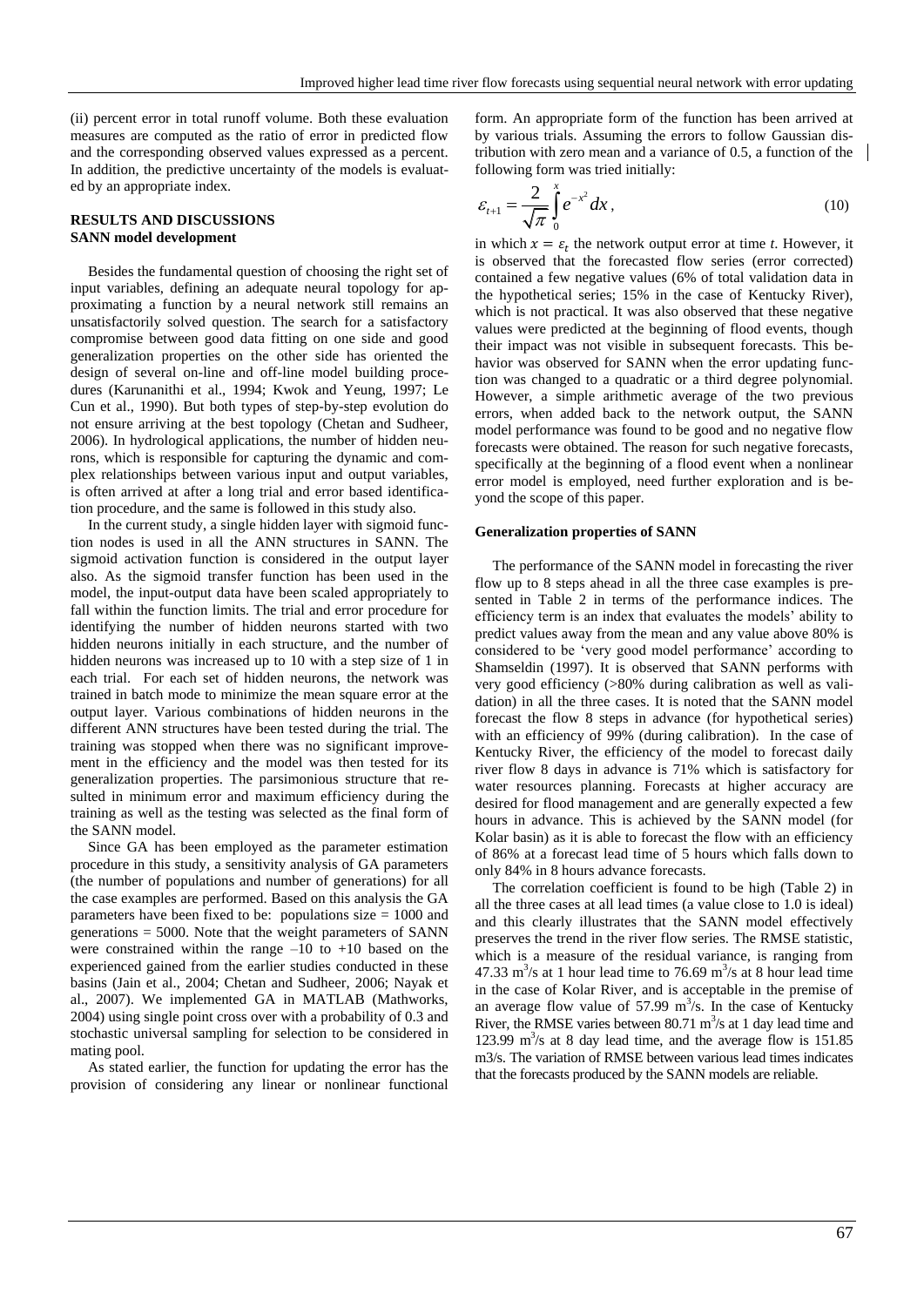(ii) percent error in total runoff volume. Both these evaluation measures are computed as the ratio of error in predicted flow and the corresponding observed values expressed as a percent. In addition, the predictive uncertainty of the models is evaluated by an appropriate index.

## RESULTS AND DISCUSSIONS

### SANN model development

Besides the fundamental question of choosing the right set of input variables, defining an adequate neural topology for approximating a function by a neural network still remains an unsatisfactorily solved question. The search for a satisfactory compromise between good data fitting on one side and good generalization properties on the other side has oriented the design of several on-line and off-line model building procedures (Karunanithi et al., 1994; Kwok and Yeung, 1997; Le Cun et al., 1990). But both types of step-by-step evolution do not ensure arriving at the best topology (Chetan and Sudheer, 2006). In hydrological applications, the number of hidden neurons, which is responsible for capturing the dynamic and complex relationships between various input and output variables, is often arrived at after a long trial and error based identification procedure, and the same is followed in this study also.

In the current study, a single hidden layer with sigmoid function nodes is used in all the ANN structures in SANN. The sigmoid activation function is considered in the output layer also. As the sigmoid transfer function has been used in the model, the input-output data have been scaled appropriately to fall within the function limits. The trial and error procedure for identifying the number of hidden neurons started with two hidden neurons initially in each structure, and the number of hidden neurons was increased up to 10 with a step size of 1 in each trial. For each set of hidden neurons, the network was trained in batch mode to minimize the mean square error at the output layer. Various combinations of hidden neurons in the different ANN structures have been tested during the trial. The training was stopped when there was no significant improvement in the efficiency and the model was then tested for its generalization properties. The parsimonious structure that resulted in minimum error and maximum efficiency during the training as well as the testing was selected as the final form of the SANN model.

Since GA has been employed as the parameter estimation procedure in this study, a sensitivity analysis of GA parameters (the number of populations and number of generations) for all the case examples are performed. Based on this analysis the GA parameters have been fixed to be: populations size = 1000 and generations = 5000. Note that the weight parameters of SANN were constrained within the range –10 to +10 based on the experienced gained from the earlier studies conducted in these basins (Jain et al., 2004; Chetan and Sudheer, 2006; Nayak et al., 2007). We implemented GA in MATLAB (Mathworks, 2004) using single point cross over with a probability of 0.3 and stochastic universal sampling for selection to be considered in mating pool.

As stated earlier, the function for updating the error has the provision of considering any linear or nonlinear functional form. An appropriate form of the function has been arrived at by various trials. Assuming the errors to follow Gaussian distribution with zero mean and a variance of 0.5, a function of the following form was tried initially:

$$\varepsilon_{t+1} = \frac{2}{\sqrt{\pi}} \int_0^x e^{-x^2} dx, \tag{10}$$

in which $x = \varepsilon_t$ the network output error at time *t*. However, it is observed that the forecasted flow series (error corrected) contained a few negative values (6% of total validation data in the hypothetical series; 15% in the case of Kentucky River), which is not practical. It was also observed that these negative values were predicted at the beginning of flood events, though their impact was not visible in subsequent forecasts. This behavior was observed for SANN when the error updating function was changed to a quadratic or a third degree polynomial. However, a simple arithmetic average of the two previous errors, when added back to the network output, the SANN model performance was found to be good and no negative flow forecasts were obtained. The reason for such negative forecasts, specifically at the beginning of a flood event when a nonlinear error model is employed, need further exploration and is beyond the scope of this paper.

### Generalization properties of SANN

The performance of the SANN model in forecasting the river flow up to 8 steps ahead in all the three case examples is presented in Table 2 in terms of the performance indices. The efficiency term is an index that evaluates the models' ability to predict values away from the mean and any value above 80% is considered to be 'very good model performance' according to Shamseldin (1997). It is observed that SANN performs with very good efficiency (>80% during calibration as well as validation) in all the three cases. It is noted that the SANN model forecast the flow 8 steps in advance (for hypothetical series) with an efficiency of 99% (during calibration). In the case of Kentucky River, the efficiency of the model to forecast daily river flow 8 days in advance is 71% which is satisfactory for water resources planning. Forecasts at higher accuracy are desired for flood management and are generally expected a few hours in advance. This is achieved by the SANN model (for Kolar basin) as it is able to forecast the flow with an efficiency of 86% at a forecast lead time of 5 hours which falls down to only 84% in 8 hours advance forecasts.

The correlation coefficient is found to be high (Table 2) in all the three cases at all lead times (a value close to 1.0 is ideal) and this clearly illustrates that the SANN model effectively preserves the trend in the river flow series. The RMSE statistic, which is a measure of the residual variance, is ranging from 47.33 $m^3$/s at 1 hour lead time to 76.69 $m^3$/s at 8 hour lead time in the case of Kolar River, and is acceptable in the premise of an average flow value of 57.99 $m^3$/s. In the case of Kentucky River, the RMSE varies between 80.71 $m^3$/s at 1 day lead time and 123.99 $m^3$/s at 8 day lead time, and the average flow is 151.85 m3/s. The variation of RMSE between various lead times indicates that the forecasts produced by the SANN models are reliable.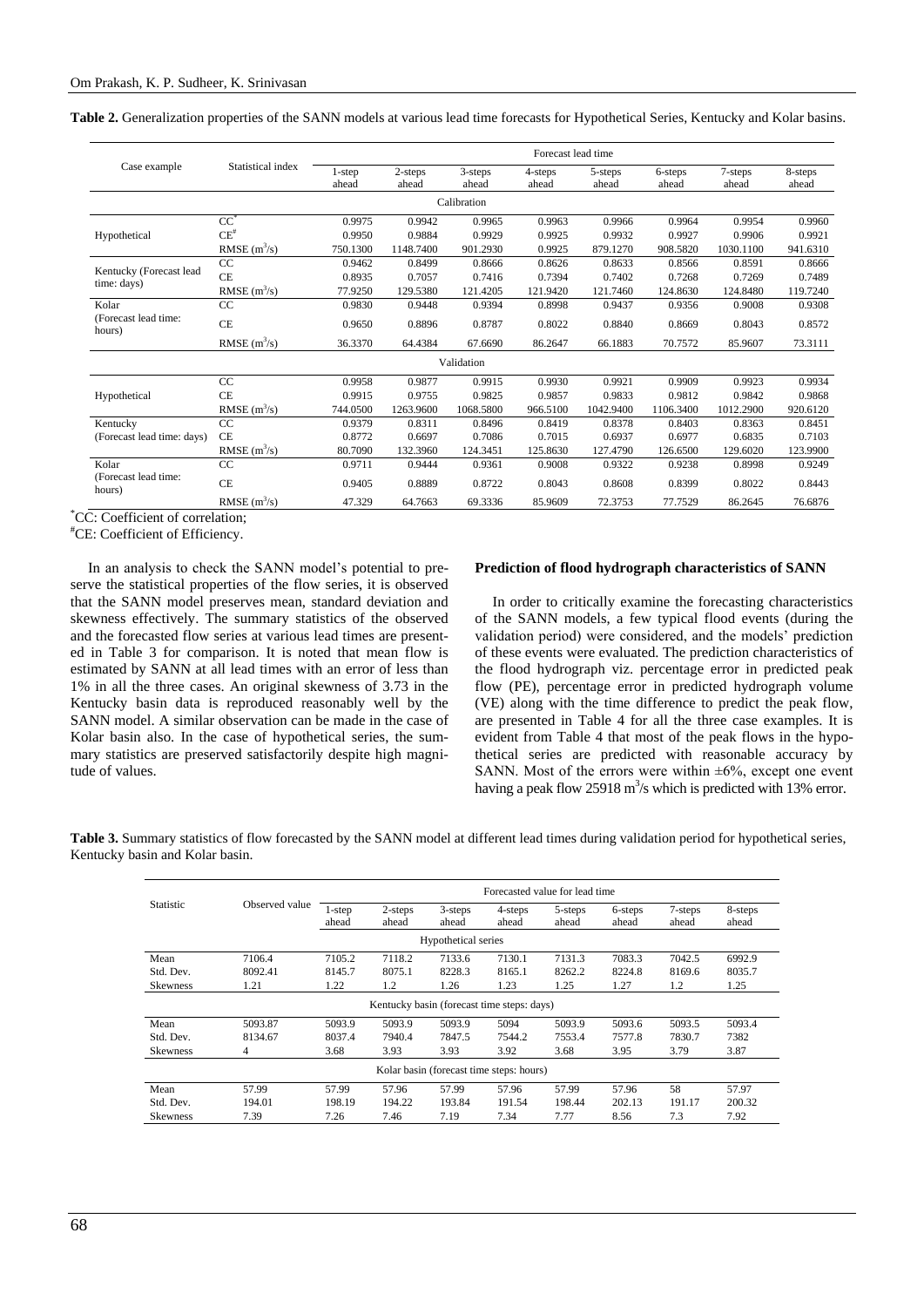**Table 2.** Generalization properties of the SANN models at various lead time forecasts for Hypothetical Series, Kentucky and Kolar basins.

| Case example | Statistical index | Forecast lead time | | | | | | | |
|---|---|---|---|---|---|---|---|---|---|
| | | 1-step ahead | 2-steps ahead | 3-steps ahead | 4-steps ahead | 5-steps ahead | 6-steps ahead | 7-steps ahead | 8-steps ahead |
| Calibration | | | | | | | | | |
| Hypothetical | CC* | 0.9975 | 0.9942 | 0.9965 | 0.9963 | 0.9966 | 0.9964 | 0.9954 | 0.9960 |
| | CE# | 0.9950 | 0.9884 | 0.9929 | 0.9925 | 0.9932 | 0.9927 | 0.9906 | 0.9921 |
| | RMSE ($m^3$/s) | 750.1300 | 1148.7400 | 901.2930 | 879.1270 | 908.5820 | 1030.1100 | 941.6310 | |
| Kentucky (Forecast lead time: days) | CC | 0.9462 | 0.8499 | 0.8666 | 0.8626 | 0.8633 | 0.8566 | 0.8591 | 0.8666 |
| | CE | 0.8935 | 0.7057 | 0.7416 | 0.7394 | 0.7402 | 0.7268 | 0.7269 | 0.7489 |
| | RMSE ($m^3$/s) | 77.9250 | 129.5380 | 121.4205 | 121.9420 | 121.7460 | 124.8630 | 124.8480 | 119.7240 |
| Kolar (Forecast lead time: hours) | CC | 0.9830 | 0.9448 | 0.9394 | 0.8998 | 0.9437 | 0.9356 | 0.9008 | 0.9308 |
| | CE | 0.9650 | 0.8896 | 0.8787 | 0.8022 | 0.8840 | 0.8669 | 0.8043 | 0.8572 |
| | RMSE ($m^3$/s) | 36.3370 | 64.4384 | 67.6690 | 86.2647 | 66.1883 | 70.7572 | 85.9607 | 73.3111 |
| Validation | | | | | | | | | |
| Hypothetical | CC | 0.9958 | 0.9877 | 0.9915 | 0.9930 | 0.9921 | 0.9909 | 0.9923 | 0.9934 |
| | CE | 0.9915 | 0.9755 | 0.9825 | 0.9857 | 0.9833 | 0.9812 | 0.9842 | 0.9868 |
| | RMSE ($m^3$/s) | 744.0500 | 1263.9600 | 1068.5800 | 966.5100 | 1042.9400 | 1106.3400 | 1012.2900 | 920.6120 |
| Kentucky (Forecast lead time: days) | CC | 0.9379 | 0.8311 | 0.8496 | 0.8419 | 0.8378 | 0.8403 | 0.8363 | 0.8451 |
| | CE | 0.8772 | 0.6697 | 0.7086 | 0.7015 | 0.6937 | 0.6977 | 0.6835 | 0.7103 |
| | RMSE ($m^3$/s) | 80.7090 | 132.3960 | 124.3451 | 125.8630 | 127.4790 | 126.6500 | 129.6020 | 123.9900 |
| Kolar (Forecast lead time: hours) | CC | 0.9711 | 0.9444 | 0.9361 | 0.9008 | 0.9322 | 0.9238 | 0.8998 | 0.9249 |
| | CE | 0.9405 | 0.8889 | 0.8722 | 0.8043 | 0.8608 | 0.8399 | 0.8022 | 0.8443 |
| | RMSE ($m^3$/s) | 47.329 | 64.7663 | 69.3336 | 85.9609 | 72.3753 | 77.7529 | 86.2645 | 76.6876 |

*CC: Coefficient of correlation;
#CE: Coefficient of Efficiency.

In an analysis to check the SANN model's potential to preserve the statistical properties of the flow series, it is observed that the SANN model preserves mean, standard deviation and skewness effectively. The summary statistics of the observed and the forecasted flow series at various lead times are presented in Table 3 for comparison. It is noted that mean flow is estimated by SANN at all lead times with an error of less than 1% in all the three cases. An original skewness of 3.73 in the Kentucky basin data is reproduced reasonably well by the SANN model. A similar observation can be made in the case of Kolar basin also. In the case of hypothetical series, the summary statistics are preserved satisfactorily despite high magnitude of values.

## Prediction of flood hydrograph characteristics of SANN

In order to critically examine the forecasting characteristics of the SANN models, a few typical flood events (during the validation period) were considered, and the models' prediction of these events were evaluated. The prediction characteristics of the flood hydrograph viz. percentage error in predicted peak flow (PE), percentage error in predicted hydrograph volume (VE) along with the time difference to predict the peak flow, are presented in Table 4 for all the three case examples. It is evident from Table 4 that most of the peak flows in the hypothetical series are predicted with reasonable accuracy by SANN. Most of the errors were within ±6%, except one event having a peak flow 25918 $m^3$/s which is predicted with 13% error.

**Table 3.** Summary statistics of flow forecasted by the SANN model at different lead times during validation period for hypothetical series, Kentucky basin and Kolar basin.

| Statistic | Observed value | Forecasted value for lead time | | | | | | | |
|---|---|---|---|---|---|---|---|---|---|
| | | 1-step ahead | 2-steps ahead | 3-steps ahead | 4-steps ahead | 5-steps ahead | 6-steps ahead | 7-steps ahead | 8-steps ahead |
| Hypothetical series | | | | | | | | | |
| Mean | 7106.4 | 7105.2 | 7118.2 | 7133.6 | 7130.1 | 7131.3 | 7083.3 | 7042.5 | 6992.9 |
| Std. Dev. | 8092.41 | 8145.7 | 8075.1 | 8228.3 | 8165.1 | 8262.2 | 8224.8 | 8169.6 | 8035.7 |
| Skewness | 1.21 | 1.22 | 1.2 | 1.26 | 1.23 | 1.25 | 1.27 | 1.2 | 1.25 |
| Kentucky basin (forecast time steps: days) | | | | | | | | | |
| Mean | 5093.87 | 5093.9 | 5093.9 | 5093.9 | 5094 | 5093.9 | 5093.6 | 5093.5 | 5093.4 |
| Std. Dev. | 8134.67 | 8037.4 | 7940.4 | 7847.5 | 7544.2 | 7553.4 | 7577.8 | 7830.7 | 7382 |
| Skewness | 4 | 3.68 | 3.93 | 3.93 | 3.92 | 3.68 | 3.95 | 3.79 | 3.87 |
| Kolar basin (forecast time steps: hours) | | | | | | | | | |
| Mean | 57.99 | 57.99 | 57.96 | 57.99 | 57.96 | 57.99 | 57.96 | 58 | 57.97 |
| Std. Dev. | 194.01 | 198.19 | 194.22 | 193.84 | 191.54 | 198.44 | 202.13 | 191.17 | 200.32 |
| Skewness | 7.39 | 7.26 | 7.46 | 7.19 | 7.34 | 7.77 | 8.56 | 7.3 | 7.92 |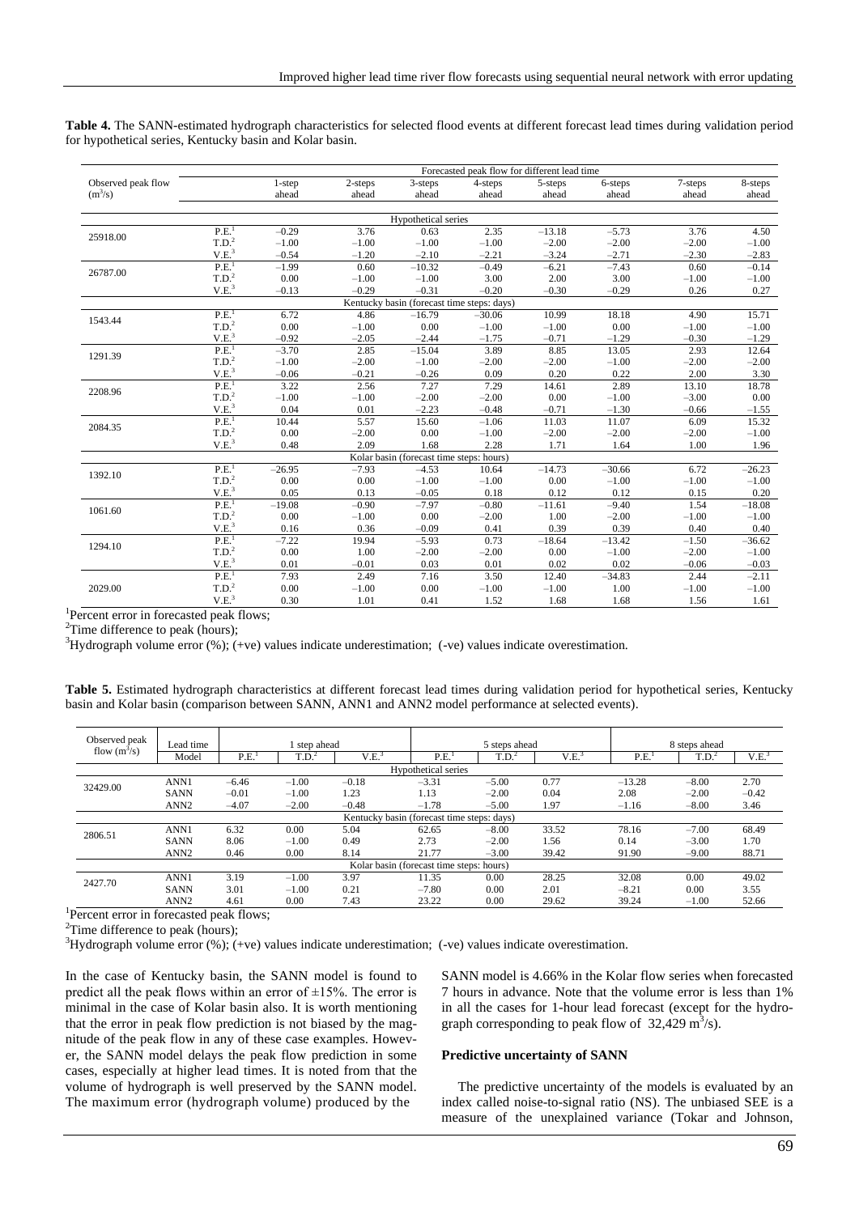**Table 4.** The SANN-estimated hydrograph characteristics for selected flood events at different forecast lead times during validation period for hypothetical series, Kentucky basin and Kolar basin.

| Observed peak flow ($m^3/s$) | | Forecasted peak flow for different lead time | | | | | | | |
|---|---|---|---|---|---|---|---|---|---|
| | | 1-step ahead | 2-steps ahead | 3-steps ahead | 4-steps ahead | 5-steps ahead | 6-steps ahead | 7-steps ahead | 8-steps ahead |
| **Hypothetical series** | | | | | | | | | |
| 25918.00 | P.E.[1] | −0.29 | 3.76 | 0.63 | 2.35 | −13.18 | −5.73 | 3.76 | 4.50 |
| | T.D.[2] | −1.00 | −1.00 | −1.00 | −1.00 | −2.00 | −2.00 | −2.00 | −1.00 |
| | V.E.[3] | −0.54 | −1.20 | −2.10 | −2.21 | −3.24 | −2.71 | −2.30 | −2.83 |
| 26787.00 | P.E.[1] | −1.99 | 0.60 | −10.32 | −0.49 | −6.21 | −7.43 | 0.60 | −0.14 |
| | T.D.[2] | 0.00 | −1.00 | −1.00 | 3.00 | 2.00 | 3.00 | −1.00 | −1.00 |
| | V.E.[3] | −0.13 | −0.29 | −0.31 | −0.20 | −0.30 | −0.29 | 0.26 | 0.27 |
| **Kentucky basin (forecast time steps: days)** | | | | | | | | | |
| 1543.44 | P.E.[1] | 6.72 | 4.86 | −16.79 | −30.06 | 10.99 | 18.18 | 4.90 | 15.71 |
| | T.D.[2] | 0.00 | −1.00 | 0.00 | −1.00 | −1.00 | 0.00 | −1.00 | −1.00 |
| | V.E.[3] | −0.92 | −2.05 | −2.44 | −1.75 | −0.71 | −1.29 | −0.30 | −1.29 |
| 1291.39 | P.E.[1] | −3.70 | 2.85 | −15.04 | 3.89 | 8.85 | 13.05 | 2.93 | 12.64 |
| | T.D.[2] | −1.00 | −2.00 | −1.00 | −2.00 | −2.00 | −1.00 | −2.00 | −2.00 |
| | V.E.[3] | −0.06 | −0.21 | −0.26 | 0.09 | 0.20 | 0.22 | 2.00 | 3.30 |
| 2208.96 | P.E.[1] | 3.22 | 2.56 | 7.27 | 7.29 | 14.61 | 2.89 | 13.10 | 18.78 |
| | T.D.[2] | −1.00 | −1.00 | −2.00 | −2.00 | 0.00 | −1.00 | −3.00 | 0.00 |
| | V.E.[3] | 0.04 | 0.01 | −2.23 | −0.48 | −0.71 | −1.30 | −0.66 | −1.55 |
| 2084.35 | P.E.[1] | 10.44 | 5.57 | 15.60 | −1.06 | 11.03 | 11.07 | 6.09 | 15.32 |
| | T.D.[2] | 0.00 | −2.00 | 0.00 | −1.00 | −2.00 | −2.00 | −2.00 | −1.00 |
| | V.E.[3] | 0.48 | 2.09 | 1.68 | 2.28 | 1.71 | 1.64 | 1.00 | 1.96 |
| **Kolar basin (forecast time steps: hours)** | | | | | | | | | |
| 1392.10 | P.E.[1] | −26.95 | −7.93 | −4.53 | 10.64 | −14.73 | −30.66 | 6.72 | −26.23 |
| | T.D.[2] | 0.00 | 0.00 | −1.00 | −1.00 | 0.00 | −1.00 | −1.00 | −1.00 |
| | V.E.[3] | 0.05 | 0.13 | −0.05 | 0.18 | 0.12 | 0.12 | 0.15 | 0.20 |
| 1061.60 | P.E.[1] | −19.08 | −0.90 | −7.97 | −0.80 | −11.61 | −9.40 | 1.54 | −18.08 |
| | T.D.[2] | 0.00 | −1.00 | 0.00 | −2.00 | 1.00 | −2.00 | −1.00 | −1.00 |
| | V.E.[3] | 0.16 | 0.36 | −0.09 | 0.41 | 0.39 | 0.39 | 0.40 | 0.40 |
| 1294.10 | P.E.[1] | −7.22 | 19.94 | −5.93 | 0.73 | −18.64 | −13.42 | −1.50 | −36.62 |
| | T.D.[2] | 0.00 | 1.00 | −2.00 | −2.00 | 0.00 | 0.00 | −2.00 | 0.00 |
| | V.E.[3] | 0.01 | −0.01 | 0.03 | 0.01 | 0.02 | 0.02 | −0.06 | −0.03 |
| 2029.00 | P.E.[1] | 7.93 | 2.49 | 7.16 | 3.50 | 12.40 | −34.83 | 2.44 | −2.11 |
| | T.D.[2] | 0.00 | −1.00 | 0.00 | −1.00 | −1.00 | 1.00 | −1.00 | −1.00 |
| | V.E.[3] | 0.30 | 1.01 | 0.41 | 1.52 | 1.68 | 1.68 | 1.56 | 1.61 |

[1]Percent error in forecasted peak flows;
[2]Time difference to peak (hours);
[3]Hydrograph volume error (%); (+ve) values indicate underestimation; (-ve) values indicate overestimation.

**Table 5.** Estimated hydrograph characteristics at different forecast lead times during validation period for hypothetical series, Kentucky basin and Kolar basin (comparison between SANN, ANN1 and ANN2 model performance at selected events).

| Observed peak flow ($m^3/s$) | Lead time | 1 step ahead | | | 5 steps ahead | | | 8 steps ahead | | |
|---|---|---|---|---|---|---|---|---|---|---|
| | Model | P.E.[1] | T.D.[2] | V.E.[3] | P.E.[1] | T.D.[2] | V.E.[3] | P.E.[1] | T.D.[2] | V.E.[3] |
| **Hypothetical series** | | | | | | | | | | |
| 32429.00 | ANN1 | −6.46 | −1.00 | −0.18 | −3.31 | −5.00 | 0.77 | −13.28 | −8.00 | 2.70 |
| | SANN | −0.01 | −1.00 | 1.23 | 1.13 | −2.00 | 0.04 | 2.08 | −2.00 | −0.42 |
| | ANN2 | −4.07 | −2.00 | −0.48 | −1.78 | −5.00 | 1.97 | −1.16 | −8.00 | 3.46 |
| **Kentucky basin (forecast time steps: days)** | | | | | | | | | | |
| 2806.51 | ANN1 | 6.32 | 0.00 | 5.04 | 62.65 | −8.00 | 33.52 | 78.16 | −7.00 | 68.49 |
| | SANN | 8.06 | −1.00 | 0.49 | 2.73 | −2.00 | 1.56 | 0.14 | −3.00 | 1.70 |
| | ANN2 | 0.46 | 0.00 | 8.14 | 21.77 | −3.00 | 39.42 | 91.90 | −9.00 | 88.71 |
| **Kolar basin (forecast time steps: hours)** | | | | | | | | | | |
| 2427.70 | ANN1 | 3.19 | −1.00 | 3.97 | 11.35 | 0.00 | 28.25 | 32.08 | 0.00 | 49.02 |
| | SANN | 3.01 | −1.00 | 0.21 | −7.80 | 0.00 | 2.01 | −8.21 | 0.00 | 3.55 |
| | ANN2 | 4.61 | 0.00 | 7.43 | 23.22 | 0.00 | 29.62 | 39.24 | −1.00 | 52.66 |

[1]Percent error in forecasted peak flows;
[2]Time difference to peak (hours);
[3]Hydrograph volume error (%); (+ve) values indicate underestimation; (-ve) values indicate overestimation.

In the case of Kentucky basin, the SANN model is found to predict all the peak flows within an error of ±15%. The error is minimal in the case of Kolar basin also. It is worth mentioning that the error in peak flow prediction is not biased by the magnitude of the peak flow in any of these case examples. However, the SANN model delays the peak flow prediction in some cases, especially at higher lead times. It is noted from that the volume of hydrograph is well preserved by the SANN model. The maximum error (hydrograph volume) produced by the SANN model is 4.66% in the Kolar flow series when forecasted 7 hours in advance. Note that the volume error is less than 1% in all the cases for 1-hour lead forecast (except for the hydrograph corresponding to peak flow of 32,429 $m^3/s$).

### Predictive uncertainty of SANN

The predictive uncertainty of the models is evaluated by an index called noise-to-signal ratio (NS). The unbiased SEE is a measure of the unexplained variance (Tokar and Johnson,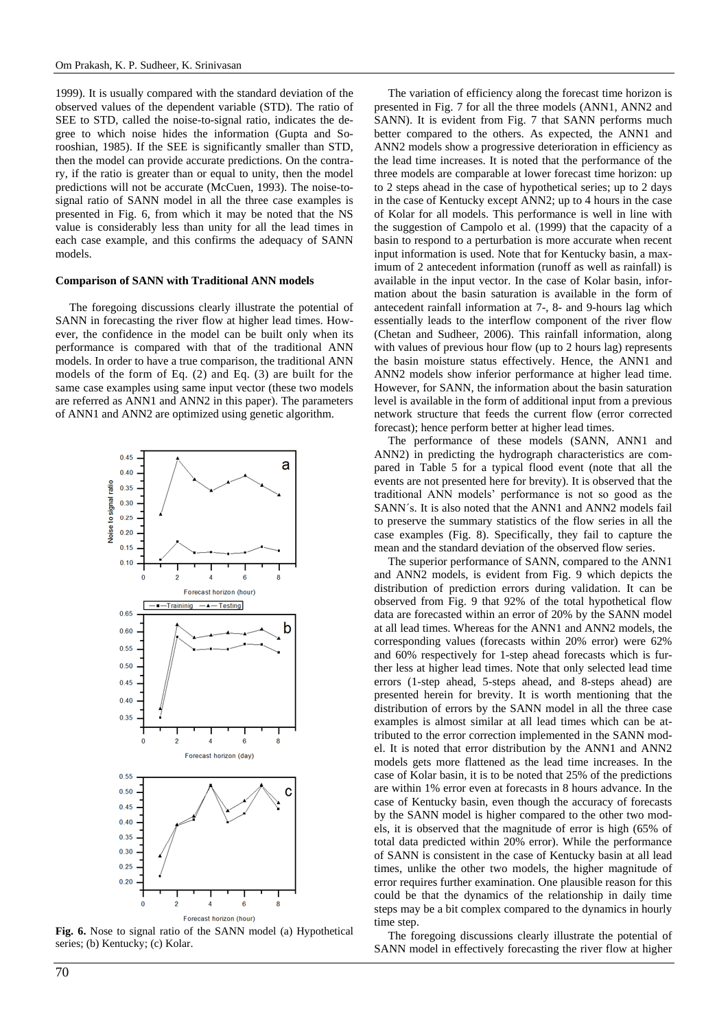1999). It is usually compared with the standard deviation of the observed values of the dependent variable (STD). The ratio of SEE to STD, called the noise-to-signal ratio, indicates the degree to which noise hides the information (Gupta and Sorooshian, 1985). If the SEE is significantly smaller than STD, then the model can provide accurate predictions. On the contrary, if the ratio is greater than or equal to unity, then the model predictions will not be accurate (McCuen, 1993). The noise-to-signal ratio of SANN model in all the three case examples is presented in Fig. 6, from which it may be noted that the NS value is considerably less than unity for all the lead times in each case example, and this confirms the adequacy of SANN models.

**Comparison of SANN with Traditional ANN models**

The foregoing discussions clearly illustrate the potential of SANN in forecasting the river flow at higher lead times. However, the confidence in the model can be built only when its performance is compared with that of the traditional ANN models. In order to have a true comparison, the traditional ANN models of the form of Eq. (2) and Eq. (3) are built for the same case examples using same input vector (these two models are referred as ANN1 and ANN2 in this paper). The parameters of ANN1 and ANN2 are optimized using genetic algorithm.

**Fig. 6.** Nose to signal ratio of the SANN model (a) Hypothetical series; (b) Kentucky; (c) Kolar.

The variation of efficiency along the forecast time horizon is presented in Fig. 7 for all the three models (ANN1, ANN2 and SANN). It is evident from Fig. 7 that SANN performs much better compared to the others. As expected, the ANN1 and ANN2 models show a progressive deterioration in efficiency as the lead time increases. It is noted that the performance of the three models are comparable at lower forecast time horizon: up to 2 steps ahead in the case of hypothetical series; up to 2 days in the case of Kentucky except ANN2; up to 4 hours in the case of Kolar for all models. This performance is well in line with the suggestion of Campolo et al. (1999) that the capacity of a basin to respond to a perturbation is more accurate when recent input information is used. Note that for Kentucky basin, a maximum of 2 antecedent information (runoff as well as rainfall) is available in the input vector. In the case of Kolar basin, information about the basin saturation is available in the form of antecedent rainfall information at 7-, 8- and 9-hours lag which essentially leads to the interflow component of the river flow (Chetan and Sudheer, 2006). This rainfall information, along with values of previous hour flow (up to 2 hours lag) represents the basin moisture status effectively. Hence, the ANN1 and ANN2 models show inferior performance at higher lead time. However, for SANN, the information about the basin saturation level is available in the form of additional input from a previous network structure that feeds the current flow (error corrected forecast); hence perform better at higher lead times.

The performance of these models (SANN, ANN1 and ANN2) in predicting the hydrograph characteristics are compared in Table 5 for a typical flood event (note that all the events are not presented here for brevity). It is observed that the traditional ANN models' performance is not so good as the SANN´s. It is also noted that the ANN1 and ANN2 models fail to preserve the summary statistics of the flow series in all the case examples (Fig. 8). Specifically, they fail to capture the mean and the standard deviation of the observed flow series.

The superior performance of SANN, compared to the ANN1 and ANN2 models, is evident from Fig. 9 which depicts the distribution of prediction errors during validation. It can be observed from Fig. 9 that 92% of the total hypothetical flow data are forecasted within an error of 20% by the SANN model at all lead times. Whereas for the ANN1 and ANN2 models, the corresponding values (forecasts within 20% error) were 62% and 60% respectively for 1-step ahead forecasts which is further less at higher lead times. Note that only selected lead time errors (1-step ahead, 5-steps ahead, and 8-steps ahead) are presented herein for brevity. It is worth mentioning that the distribution of errors by the SANN model in all the three case examples is almost similar at all lead times which can be attributed to the error correction implemented in the SANN model. It is noted that error distribution by the ANN1 and ANN2 models gets more flattened as the lead time increases. In the case of Kolar basin, it is to be noted that 25% of the predictions are within 1% error even at forecasts in 8 hours advance. In the case of Kentucky basin, even though the accuracy of forecasts by the SANN model is higher compared to the other two models, it is observed that the magnitude of error is high (65% of total data predicted within 20% error). While the performance of SANN is consistent in the case of Kentucky basin at all lead times, unlike the other two models, the higher magnitude of error requires further examination. One plausible reason for this could be that the dynamics of the relationship in daily time steps may be a bit complex compared to the dynamics in hourly time step.

The foregoing discussions clearly illustrate the potential of SANN model in effectively forecasting the river flow at higher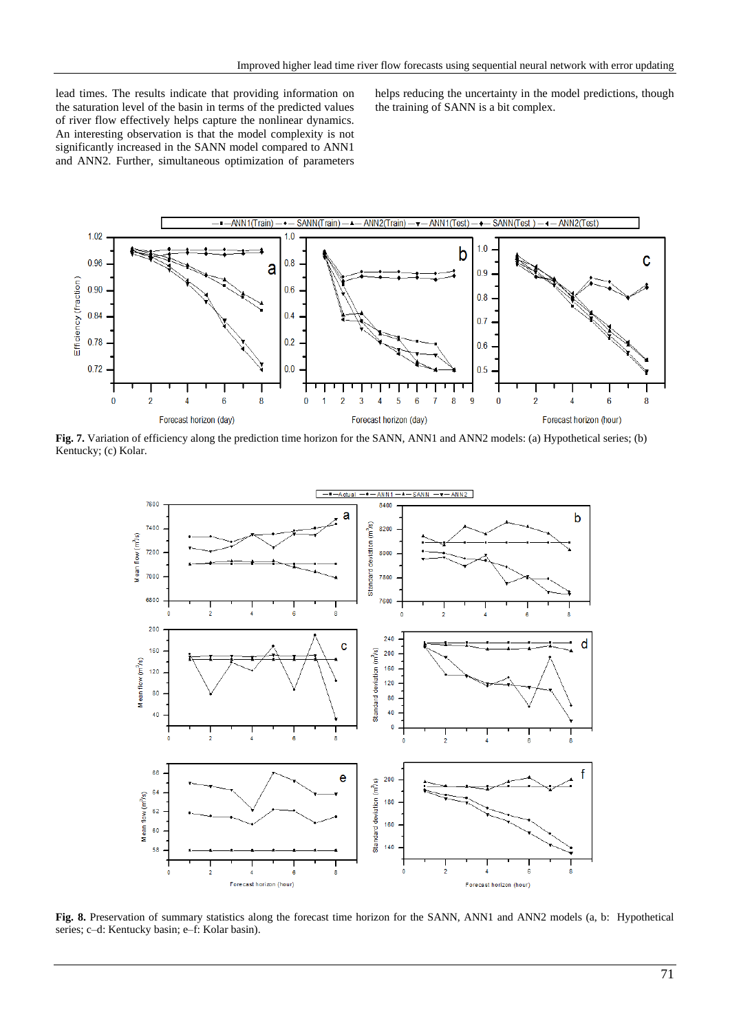lead times. The results indicate that providing information on the saturation level of the basin in terms of the predicted values of river flow effectively helps capture the nonlinear dynamics. An interesting observation is that the model complexity is not significantly increased in the SANN model compared to ANN1 and ANN2. Further, simultaneous optimization of parameters helps reducing the uncertainty in the model predictions, though the training of SANN is a bit complex.

**Fig. 7.** Variation of efficiency along the prediction time horizon for the SANN, ANN1 and ANN2 models: (a) Hypothetical series; (b) Kentucky; (c) Kolar.

**Fig. 8.** Preservation of summary statistics along the forecast time horizon for the SANN, ANN1 and ANN2 models (a, b: Hypothetical series; c–d: Kentucky basin; e–f: Kolar basin).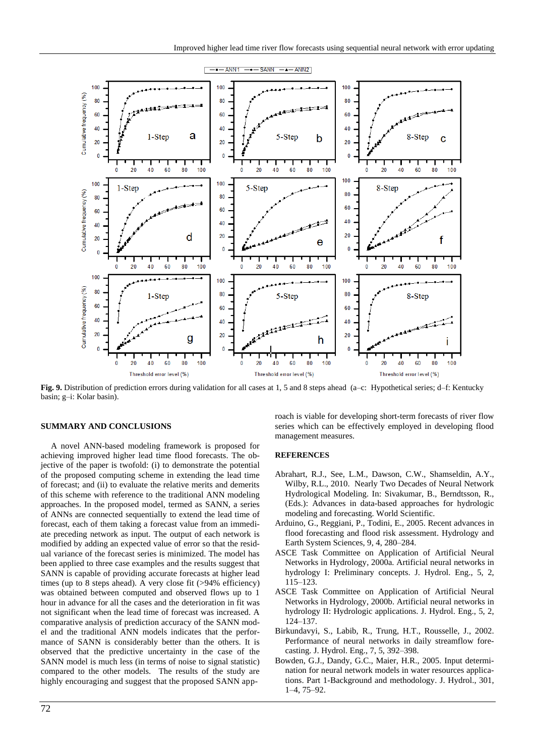Fig. 9. Distribution of prediction errors during validation for all cases at 1, 5 and 8 steps ahead (a–c: Hypothetical series; d–f: Kentucky basin; g–i: Kolar basin).

## SUMMARY AND CONCLUSIONS

A novel ANN-based modeling framework is proposed for achieving improved higher lead time flood forecasts. The objective of the paper is twofold: (i) to demonstrate the potential of the proposed computing scheme in extending the lead time of forecast; and (ii) to evaluate the relative merits and demerits of this scheme with reference to the traditional ANN modeling approaches. In the proposed model, termed as SANN, a series of ANNs are connected sequentially to extend the lead time of forecast, each of them taking a forecast value from an immediate preceding network as input. The output of each network is modified by adding an expected value of error so that the residual variance of the forecast series is minimized. The model has been applied to three case examples and the results suggest that SANN is capable of providing accurate forecasts at higher lead times (up to 8 steps ahead). A very close fit (>94% efficiency) was obtained between computed and observed flows up to 1 hour in advance for all the cases and the deterioration in fit was not significant when the lead time of forecast was increased. A comparative analysis of prediction accuracy of the SANN model and the traditional ANN models indicates that the performance of SANN is considerably better than the others. It is observed that the predictive uncertainty in the case of the SANN model is much less (in terms of noise to signal statistic) compared to the other models. The results of the study are highly encouraging and suggest that the proposed SANN approach is viable for developing short-term forecasts of river flow series which can be effectively employed in developing flood management measures.

## REFERENCES

Abrahart, R.J., See, L.M., Dawson, C.W., Shamseldin, A.Y., Wilby, R.L., 2010. Nearly Two Decades of Neural Network Hydrological Modeling. In: Sivakumar, B., Berndtsson, R., (Eds.): Advances in data-based approaches for hydrologic modeling and forecasting. World Scientific.

Arduino, G., Reggiani, P., Todini, E., 2005. Recent advances in flood forecasting and flood risk assessment. Hydrology and Earth System Sciences, 9, 4, 280–284.

ASCE Task Committee on Application of Artificial Neural Networks in Hydrology, 2000a. Artificial neural networks in hydrology I: Preliminary concepts. J. Hydrol. Eng., 5, 2, 115–123.

ASCE Task Committee on Application of Artificial Neural Networks in Hydrology, 2000b. Artificial neural networks in hydrology II: Hydrologic applications. J. Hydrol. Eng., 5, 2, 124–137.

Birkundavyi, S., Labib, R., Trung, H.T., Rousselle, J., 2002. Performance of neural networks in daily streamflow forecasting. J. Hydrol. Eng., 7, 5, 392–398.

Bowden, G.J., Dandy, G.C., Maier, H.R., 2005. Input determination for neural network models in water resources applications. Part 1-Background and methodology. J. Hydrol., 301, 1–4, 75–92.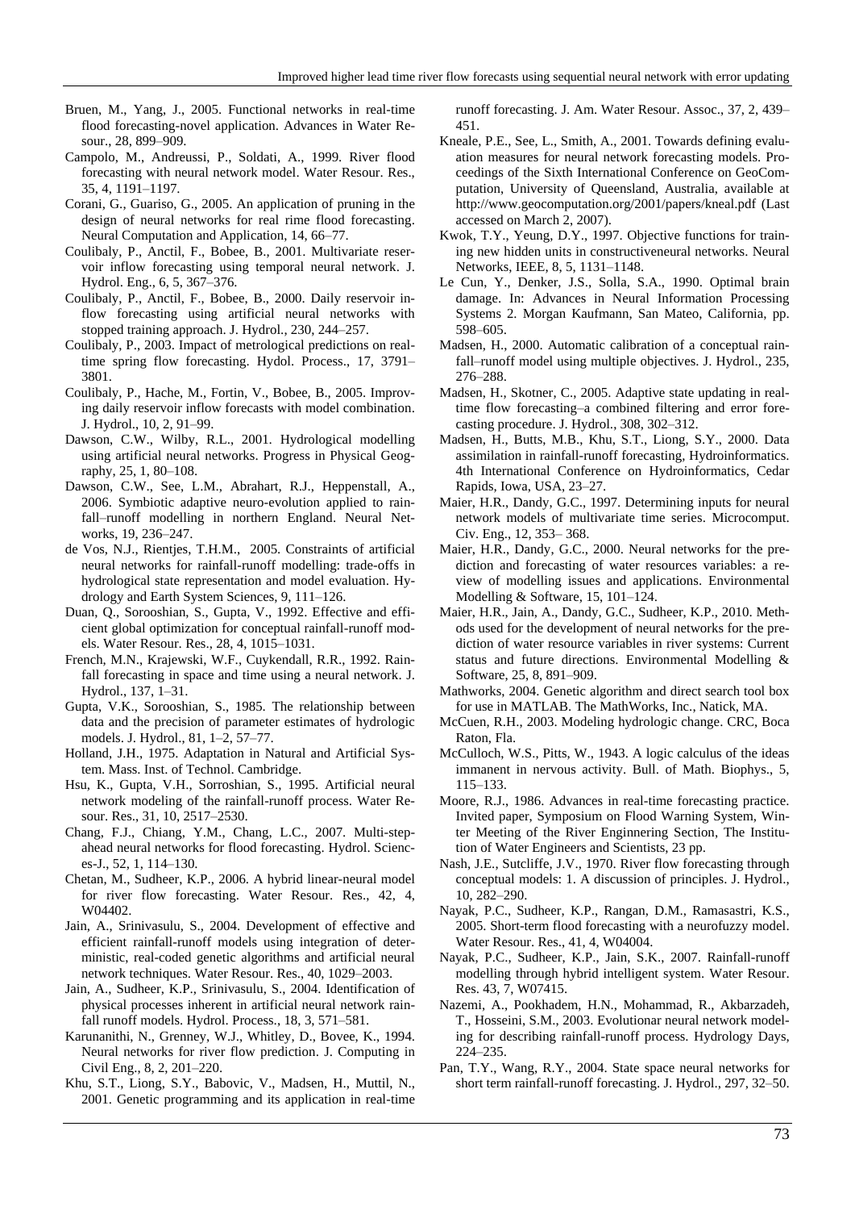Bruen, M., Yang, J., 2005. Functional networks in real-time flood forecasting-novel application. Advances in Water Resour., 28, 899–909.

Campolo, M., Andreussi, P., Soldati, A., 1999. River flood forecasting with neural network model. Water Resour. Res., 35, 4, 1191–1197.

Corani, G., Guariso, G., 2005. An application of pruning in the design of neural networks for real rime flood forecasting. Neural Computation and Application, 14, 66–77.

Coulibaly, P., Anctil, F., Bobee, B., 2001. Multivariate reservoir inflow forecasting using temporal neural network. J. Hydrol. Eng., 6, 5, 367–376.

Coulibaly, P., Anctil, F., Bobee, B., 2000. Daily reservoir inflow forecasting using artificial neural networks with stopped training approach. J. Hydrol., 230, 244–257.

Coulibaly, P., 2003. Impact of metrological predictions on real-time spring flow forecasting. Hydol. Process., 17, 3791–3801.

Coulibaly, P., Hache, M., Fortin, V., Bobee, B., 2005. Improving daily reservoir inflow forecasts with model combination. J. Hydrol., 10, 2, 91–99.

Dawson, C.W., Wilby, R.L., 2001. Hydrological modelling using artificial neural networks. Progress in Physical Geography, 25, 1, 80–108.

Dawson, C.W., See, L.M., Abrahart, R.J., Heppenstall, A., 2006. Symbiotic adaptive neuro-evolution applied to rainfall–runoff modelling in northern England. Neural Networks, 19, 236–247.

de Vos, N.J., Rientjes, T.H.M., 2005. Constraints of artificial neural networks for rainfall-runoff modelling: trade-offs in hydrological state representation and model evaluation. Hydrology and Earth System Sciences, 9, 111–126.

Duan, Q., Sorooshian, S., Gupta, V., 1992. Effective and efficient global optimization for conceptual rainfall-runoff models. Water Resour. Res., 28, 4, 1015–1031.

French, M.N., Krajewski, W.F., Cuykendall, R.R., 1992. Rainfall forecasting in space and time using a neural network. J. Hydrol., 137, 1–31.

Gupta, V.K., Sorooshian, S., 1985. The relationship between data and the precision of parameter estimates of hydrologic models. J. Hydrol., 81, 1–2, 57–77.

Holland, J.H., 1975. Adaptation in Natural and Artificial System. Mass. Inst. of Technol. Cambridge.

Hsu, K., Gupta, V.H., Sorroshian, S., 1995. Artificial neural network modeling of the rainfall-runoff process. Water Resour. Res., 31, 10, 2517–2530.

Chang, F.J., Chiang, Y.M., Chang, L.C., 2007. Multi-step-ahead neural networks for flood forecasting. Hydrol. Sciences-J., 52, 1, 114–130.

Chetan, M., Sudheer, K.P., 2006. A hybrid linear-neural model for river flow forecasting. Water Resour. Res., 42, 4, W04402.

Jain, A., Srinivasulu, S., 2004. Development of effective and efficient rainfall-runoff models using integration of deterministic, real-coded genetic algorithms and artificial neural network techniques. Water Resour. Res., 40, 1029–2003.

Jain, A., Sudheer, K.P., Srinivasulu, S., 2004. Identification of physical processes inherent in artificial neural network rainfall runoff models. Hydrol. Process., 18, 3, 571–581.

Karunanithi, N., Grenney, W.J., Whitley, D., Bovee, K., 1994. Neural networks for river flow prediction. J. Computing in Civil Eng., 8, 2, 201–220.

Khu, S.T., Liong, S.Y., Babovic, V., Madsen, H., Muttil, N., 2001. Genetic programming and its application in real-time runoff forecasting. J. Am. Water Resour. Assoc., 37, 2, 439–451.

Kneale, P.E., See, L., Smith, A., 2001. Towards defining evaluation measures for neural network forecasting models. Proceedings of the Sixth International Conference on GeoComputation, University of Queensland, Australia, available at http://www.geocomputation.org/2001/papers/kneal.pdf (Last accessed on March 2, 2007).

Kwok, T.Y., Yeung, D.Y., 1997. Objective functions for training new hidden units in constructiveneural networks. Neural Networks, IEEE, 8, 5, 1131–1148.

Le Cun, Y., Denker, J.S., Solla, S.A., 1990. Optimal brain damage. In: Advances in Neural Information Processing Systems 2. Morgan Kaufmann, San Mateo, California, pp. 598–605.

Madsen, H., 2000. Automatic calibration of a conceptual rainfall–runoff model using multiple objectives. J. Hydrol., 235, 276–288.

Madsen, H., Skotner, C., 2005. Adaptive state updating in real-time flow forecasting–a combined filtering and error forecasting procedure. J. Hydrol., 308, 302–312.

Madsen, H., Butts, M.B., Khu, S.T., Liong, S.Y., 2000. Data assimilation in rainfall-runoff forecasting, Hydroinformatics. 4th International Conference on Hydroinformatics, Cedar Rapids, Iowa, USA, 23–27.

Maier, H.R., Dandy, G.C., 1997. Determining inputs for neural network models of multivariate time series. Microcomput. Civ. Eng., 12, 353– 368.

Maier, H.R., Dandy, G.C., 2000. Neural networks for the prediction and forecasting of water resources variables: a review of modelling issues and applications. Environmental Modelling & Software, 15, 101–124.

Maier, H.R., Jain, A., Dandy, G.C., Sudheer, K.P., 2010. Methods used for the development of neural networks for the prediction of water resource variables in river systems: Current status and future directions. Environmental Modelling & Software, 25, 8, 891–909.

Mathworks, 2004. Genetic algorithm and direct search tool box for use in MATLAB. The MathWorks, Inc., Natick, MA.

McCuen, R.H., 2003. Modeling hydrologic change. CRC, Boca Raton, Fla.

McCulloch, W.S., Pitts, W., 1943. A logic calculus of the ideas immanent in nervous activity. Bull. of Math. Biophys., 5, 115–133.

Moore, R.J., 1986. Advances in real-time forecasting practice. Invited paper, Symposium on Flood Warning System, Winter Meeting of the River Enginnering Section, The Institution of Water Engineers and Scientists, 23 pp.

Nash, J.E., Sutcliffe, J.V., 1970. River flow forecasting through conceptual models: 1. A discussion of principles. J. Hydrol., 10, 282–290.

Nayak, P.C., Sudheer, K.P., Rangan, D.M., Ramasastri, K.S., 2005. Short-term flood forecasting with a neurofuzzy model. Water Resour. Res., 41, 4, W04004.

Nayak, P.C., Sudheer, K.P., Jain, S.K., 2007. Rainfall-runoff modelling through hybrid intelligent system. Water Resour. Res. 43, 7, W07415.

Nazemi, A., Pookhadem, H.N., Mohammad, R., Akbarzadeh, T., Hosseini, S.M., 2003. Evolutionar neural network modeling for describing rainfall-runoff process. Hydrology Days, 224–235.

Pan, T.Y., Wang, R.Y., 2004. State space neural networks for short term rainfall-runoff forecasting. J. Hydrol., 297, 32–50.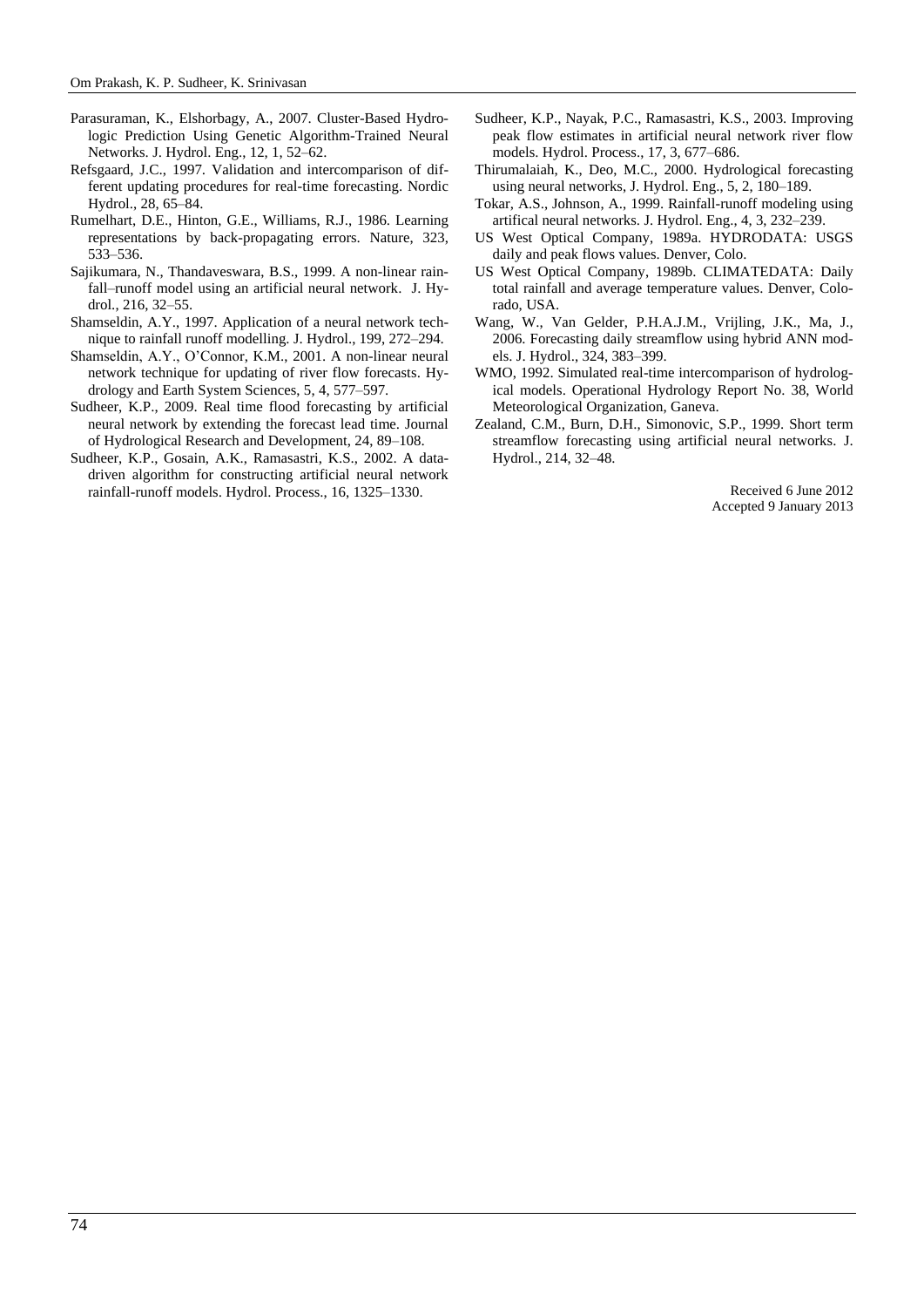Parasuraman, K., Elshorbagy, A., 2007. Cluster-Based Hydrologic Prediction Using Genetic Algorithm-Trained Neural Networks. J. Hydrol. Eng., 12, 1, 52–62.

Refsgaard, J.C., 1997. Validation and intercomparison of different updating procedures for real-time forecasting. Nordic Hydrol., 28, 65–84.

Rumelhart, D.E., Hinton, G.E., Williams, R.J., 1986. Learning representations by back-propagating errors. Nature, 323, 533–536.

Sajikumara, N., Thandaveswara, B.S., 1999. A non-linear rainfall–runoff model using an artificial neural network. J. Hydrol., 216, 32–55.

Shamseldin, A.Y., 1997. Application of a neural network technique to rainfall runoff modelling. J. Hydrol., 199, 272–294.

Shamseldin, A.Y., O'Connor, K.M., 2001. A non-linear neural network technique for updating of river flow forecasts. Hydrology and Earth System Sciences, 5, 4, 577–597.

Sudheer, K.P., 2009. Real time flood forecasting by artificial neural network by extending the forecast lead time. Journal of Hydrological Research and Development, 24, 89–108.

Sudheer, K.P., Gosain, A.K., Ramasastri, K.S., 2002. A data-driven algorithm for constructing artificial neural network rainfall-runoff models. Hydrol. Process., 16, 1325–1330.

Sudheer, K.P., Nayak, P.C., Ramasastri, K.S., 2003. Improving peak flow estimates in artificial neural network river flow models. Hydrol. Process., 17, 3, 677–686.

Thirumalaiah, K., Deo, M.C., 2000. Hydrological forecasting using neural networks, J. Hydrol. Eng., 5, 2, 180–189.

Tokar, A.S., Johnson, A., 1999. Rainfall-runoff modeling using artifical neural networks. J. Hydrol. Eng., 4, 3, 232–239.

US West Optical Company, 1989a. HYDRODATA: USGS daily and peak flows values. Denver, Colo.

US West Optical Company, 1989b. CLIMATEDATA: Daily total rainfall and average temperature values. Denver, Colorado, USA.

Wang, W., Van Gelder, P.H.A.J.M., Vrijling, J.K., Ma, J., 2006. Forecasting daily streamflow using hybrid ANN models. J. Hydrol., 324, 383–399.

WMO, 1992. Simulated real-time intercomparison of hydrological models. Operational Hydrology Report No. 38, World Meteorological Organization, Ganeva.

Zealand, C.M., Burn, D.H., Simonovic, S.P., 1999. Short term streamflow forecasting using artificial neural networks. J. Hydrol., 214, 32–48.

Received 6 June 2012
Accepted 9 January 2013